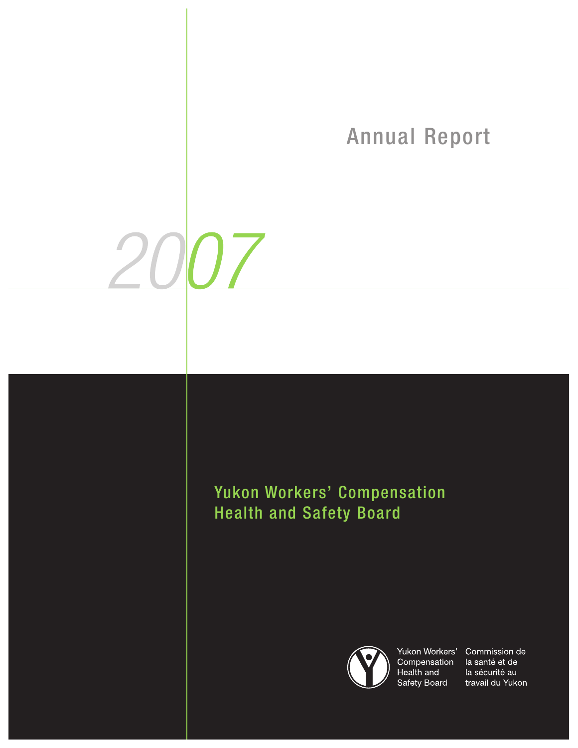# Annual Report

# 2007

## Yukon Workers' Compensation Health and Safety Board

Yukon Workers' Compensation Health and Safety Board

Commission de la santé et de la sécurité au travail du Yukon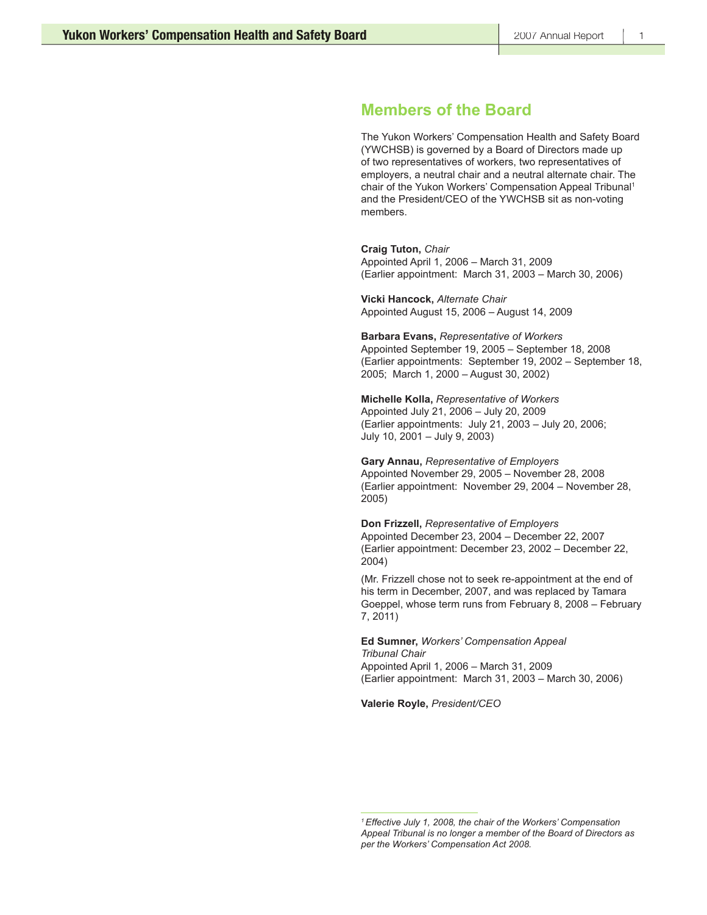## Members of the Board

The Yukon Workers' Compensation Health and Safety Board (YWCHSB) is governed by a Board of Directors made up of two representatives of workers, two representatives of employers, a neutral chair and a neutral alternate chair. The chair of the Yukon Workers' Compensation Appeal Tribunal[1] and the President/CEO of the YWCHSB sit as non-voting members.

**Craig Tuton,** *Chair*
Appointed April 1, 2006 – March 31, 2009
(Earlier appointment: March 31, 2003 – March 30, 2006)

**Vicki Hancock,** *Alternate Chair*
Appointed August 15, 2006 – August 14, 2009

**Barbara Evans,** *Representative of Workers*
Appointed September 19, 2005 – September 18, 2008
(Earlier appointments: September 19, 2002 – September 18, 2005; March 1, 2000 – August 30, 2002)

**Michelle Kolla,** *Representative of Workers*
Appointed July 21, 2006 – July 20, 2009
(Earlier appointments: July 21, 2003 – July 20, 2006; July 10, 2001 – July 9, 2003)

**Gary Annau,** *Representative of Employers*
Appointed November 29, 2005 – November 28, 2008
(Earlier appointment: November 29, 2004 – November 28, 2005)

**Don Frizzell,** *Representative of Employers*
Appointed December 23, 2004 – December 22, 2007
(Earlier appointment: December 23, 2002 – December 22, 2004)

(Mr. Frizzell chose not to seek re-appointment at the end of his term in December, 2007, and was replaced by Tamara Goeppel, whose term runs from February 8, 2008 – February 7, 2011)

**Ed Sumner,** *Workers' Compensation Appeal Tribunal Chair*
Appointed April 1, 2006 – March 31, 2009
(Earlier appointment: March 31, 2003 – March 30, 2006)

**Valerie Royle,** *President/CEO*

---

[1] *Effective July 1, 2008, the chair of the Workers' Compensation Appeal Tribunal is no longer a member of the Board of Directors as per the Workers' Compensation Act 2008.*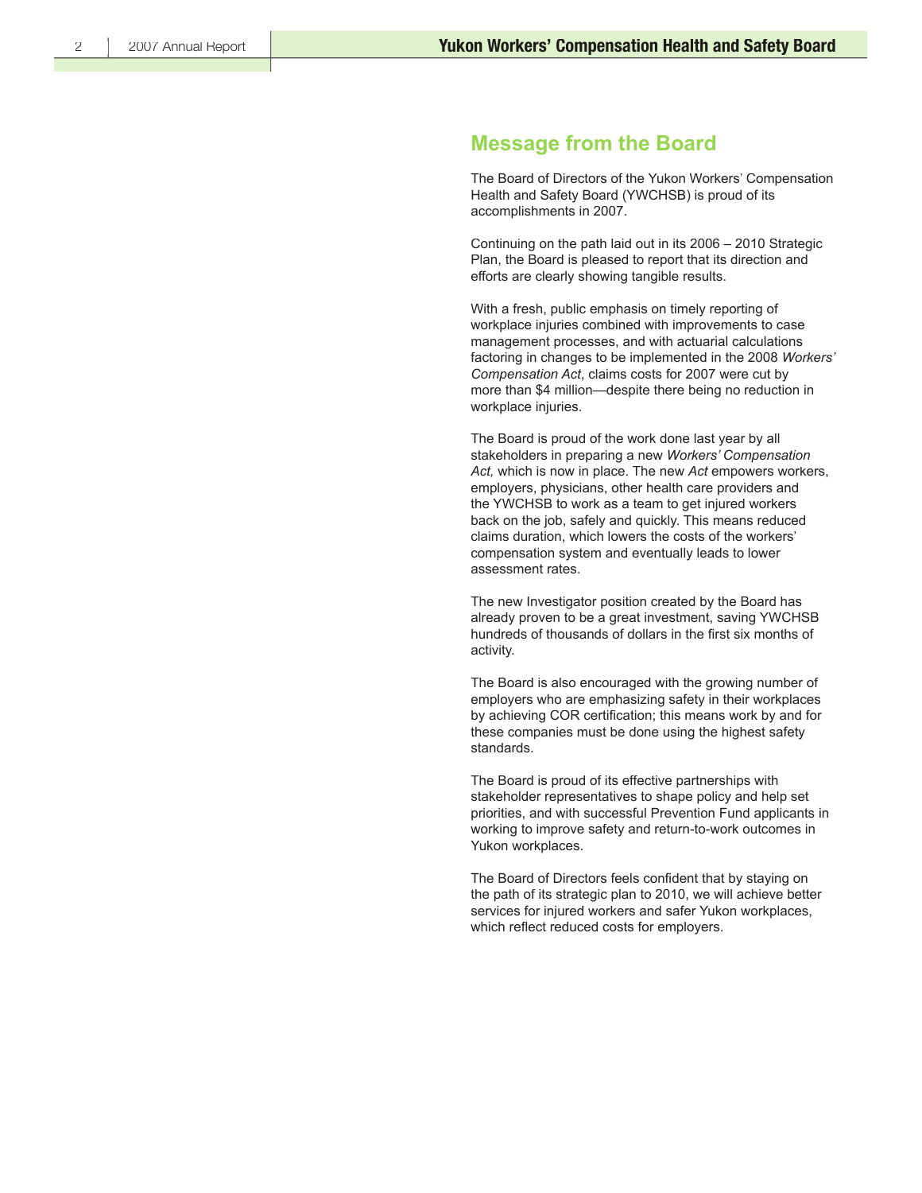## Message from the Board

The Board of Directors of the Yukon Workers' Compensation Health and Safety Board (YWCHSB) is proud of its accomplishments in 2007.

Continuing on the path laid out in its 2006 – 2010 Strategic Plan, the Board is pleased to report that its direction and efforts are clearly showing tangible results.

With a fresh, public emphasis on timely reporting of workplace injuries combined with improvements to case management processes, and with actuarial calculations factoring in changes to be implemented in the 2008 *Workers' Compensation Act*, claims costs for 2007 were cut by more than $4 million—despite there being no reduction in workplace injuries.

The Board is proud of the work done last year by all stakeholders in preparing a new *Workers' Compensation Act,* which is now in place. The new *Act* empowers workers, employers, physicians, other health care providers and the YWCHSB to work as a team to get injured workers back on the job, safely and quickly. This means reduced claims duration, which lowers the costs of the workers' compensation system and eventually leads to lower assessment rates.

The new Investigator position created by the Board has already proven to be a great investment, saving YWCHSB hundreds of thousands of dollars in the first six months of activity.

The Board is also encouraged with the growing number of employers who are emphasizing safety in their workplaces by achieving COR certification; this means work by and for these companies must be done using the highest safety standards.

The Board is proud of its effective partnerships with stakeholder representatives to shape policy and help set priorities, and with successful Prevention Fund applicants in working to improve safety and return-to-work outcomes in Yukon workplaces.

The Board of Directors feels confident that by staying on the path of its strategic plan to 2010, we will achieve better services for injured workers and safer Yukon workplaces, which reflect reduced costs for employers.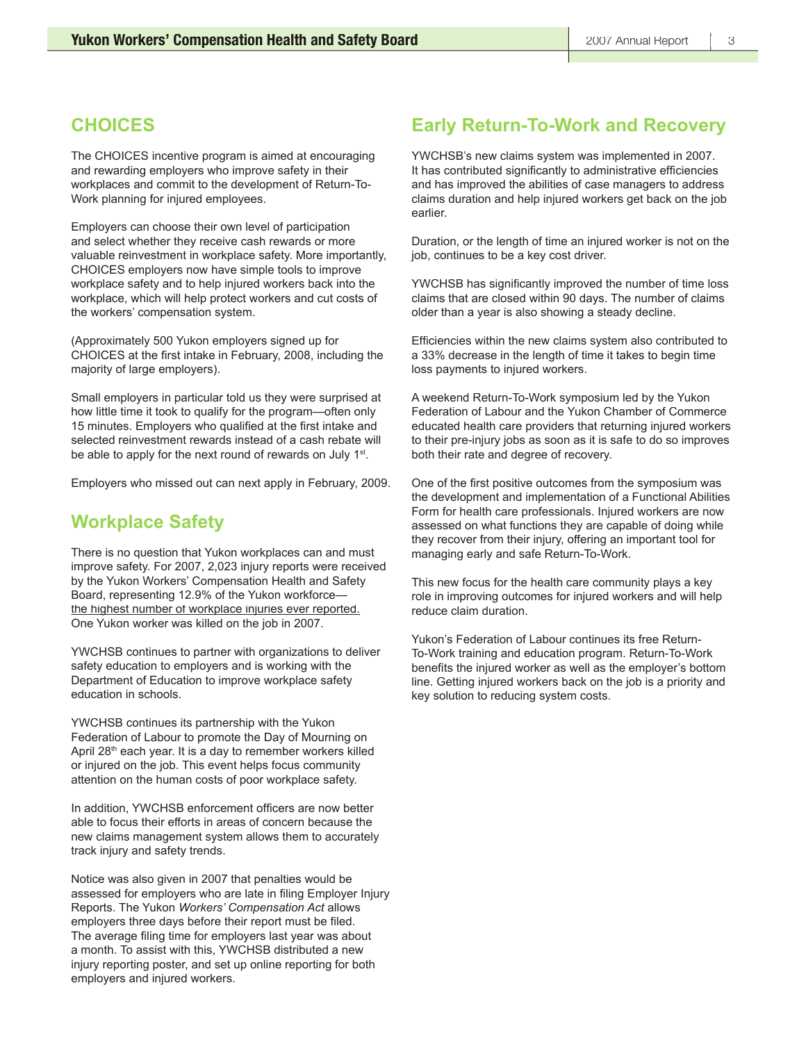## CHOICES

The CHOICES incentive program is aimed at encouraging and rewarding employers who improve safety in their workplaces and commit to the development of Return-To-Work planning for injured employees.

Employers can choose their own level of participation and select whether they receive cash rewards or more valuable reinvestment in workplace safety. More importantly, CHOICES employers now have simple tools to improve workplace safety and to help injured workers back into the workplace, which will help protect workers and cut costs of the workers' compensation system.

(Approximately 500 Yukon employers signed up for CHOICES at the first intake in February, 2008, including the majority of large employers).

Small employers in particular told us they were surprised at how little time it took to qualify for the program—often only 15 minutes. Employers who qualified at the first intake and selected reinvestment rewards instead of a cash rebate will be able to apply for the next round of rewards on July 1st.

Employers who missed out can next apply in February, 2009.

## Workplace Safety

There is no question that Yukon workplaces can and must improve safety. For 2007, 2,023 injury reports were received by the Yukon Workers' Compensation Health and Safety Board, representing 12.9% of the Yukon workforce—the highest number of workplace injuries ever reported. One Yukon worker was killed on the job in 2007.

YWCHSB continues to partner with organizations to deliver safety education to employers and is working with the Department of Education to improve workplace safety education in schools.

YWCHSB continues its partnership with the Yukon Federation of Labour to promote the Day of Mourning on April 28th each year. It is a day to remember workers killed or injured on the job. This event helps focus community attention on the human costs of poor workplace safety.

In addition, YWCHSB enforcement officers are now better able to focus their efforts in areas of concern because the new claims management system allows them to accurately track injury and safety trends.

Notice was also given in 2007 that penalties would be assessed for employers who are late in filing Employer Injury Reports. The Yukon *Workers' Compensation Act* allows employers three days before their report must be filed. The average filing time for employers last year was about a month. To assist with this, YWCHSB distributed a new injury reporting poster, and set up online reporting for both employers and injured workers.

## Early Return-To-Work and Recovery

YWCHSB's new claims system was implemented in 2007. It has contributed significantly to administrative efficiencies and has improved the abilities of case managers to address claims duration and help injured workers get back on the job earlier.

Duration, or the length of time an injured worker is not on the job, continues to be a key cost driver.

YWCHSB has significantly improved the number of time loss claims that are closed within 90 days. The number of claims older than a year is also showing a steady decline.

Efficiencies within the new claims system also contributed to a 33% decrease in the length of time it takes to begin time loss payments to injured workers.

A weekend Return-To-Work symposium led by the Yukon Federation of Labour and the Yukon Chamber of Commerce educated health care providers that returning injured workers to their pre-injury jobs as soon as it is safe to do so improves both their rate and degree of recovery.

One of the first positive outcomes from the symposium was the development and implementation of a Functional Abilities Form for health care professionals. Injured workers are now assessed on what functions they are capable of doing while they recover from their injury, offering an important tool for managing early and safe Return-To-Work.

This new focus for the health care community plays a key role in improving outcomes for injured workers and will help reduce claim duration.

Yukon's Federation of Labour continues its free Return-To-Work training and education program. Return-To-Work benefits the injured worker as well as the employer's bottom line. Getting injured workers back on the job is a priority and key solution to reducing system costs.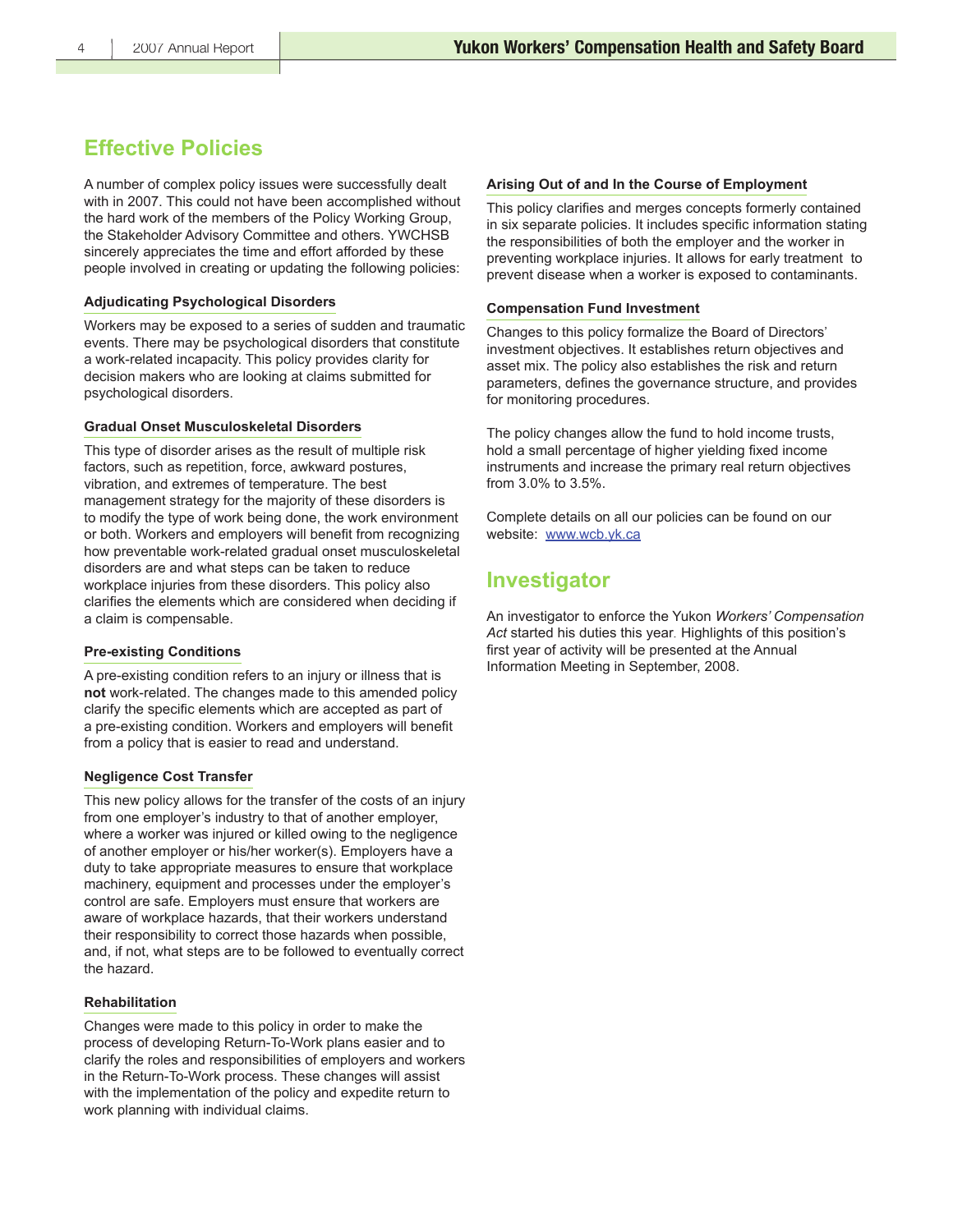## Effective Policies

A number of complex policy issues were successfully dealt with in 2007. This could not have been accomplished without the hard work of the members of the Policy Working Group, the Stakeholder Advisory Committee and others. YWCHSB sincerely appreciates the time and effort afforded by these people involved in creating or updating the following policies:

### Adjudicating Psychological Disorders

Workers may be exposed to a series of sudden and traumatic events. There may be psychological disorders that constitute a work-related incapacity. This policy provides clarity for decision makers who are looking at claims submitted for psychological disorders.

### Gradual Onset Musculoskeletal Disorders

This type of disorder arises as the result of multiple risk factors, such as repetition, force, awkward postures, vibration, and extremes of temperature. The best management strategy for the majority of these disorders is to modify the type of work being done, the work environment or both. Workers and employers will benefit from recognizing how preventable work-related gradual onset musculoskeletal disorders are and what steps can be taken to reduce workplace injuries from these disorders. This policy also clarifies the elements which are considered when deciding if a claim is compensable.

### Pre-existing Conditions

A pre-existing condition refers to an injury or illness that is **not** work-related. The changes made to this amended policy clarify the specific elements which are accepted as part of a pre-existing condition. Workers and employers will benefit from a policy that is easier to read and understand.

### Negligence Cost Transfer

This new policy allows for the transfer of the costs of an injury from one employer's industry to that of another employer, where a worker was injured or killed owing to the negligence of another employer or his/her worker(s). Employers have a duty to take appropriate measures to ensure that workplace machinery, equipment and processes under the employer's control are safe. Employers must ensure that workers are aware of workplace hazards, that their workers understand their responsibility to correct those hazards when possible, and, if not, what steps are to be followed to eventually correct the hazard.

### Rehabilitation

Changes were made to this policy in order to make the process of developing Return-To-Work plans easier and to clarify the roles and responsibilities of employers and workers in the Return-To-Work process. These changes will assist with the implementation of the policy and expedite return to work planning with individual claims.

### Arising Out of and In the Course of Employment

This policy clarifies and merges concepts formerly contained in six separate policies. It includes specific information stating the responsibilities of both the employer and the worker in preventing workplace injuries. It allows for early treatment to prevent disease when a worker is exposed to contaminants.

### Compensation Fund Investment

Changes to this policy formalize the Board of Directors' investment objectives. It establishes return objectives and asset mix. The policy also establishes the risk and return parameters, defines the governance structure, and provides for monitoring procedures.

The policy changes allow the fund to hold income trusts, hold a small percentage of higher yielding fixed income instruments and increase the primary real return objectives from 3.0% to 3.5%.

Complete details on all our policies can be found on our website: www.wcb.yk.ca

## Investigator

An investigator to enforce the Yukon *Workers' Compensation Act* started his duties this year. Highlights of this position's first year of activity will be presented at the Annual Information Meeting in September, 2008.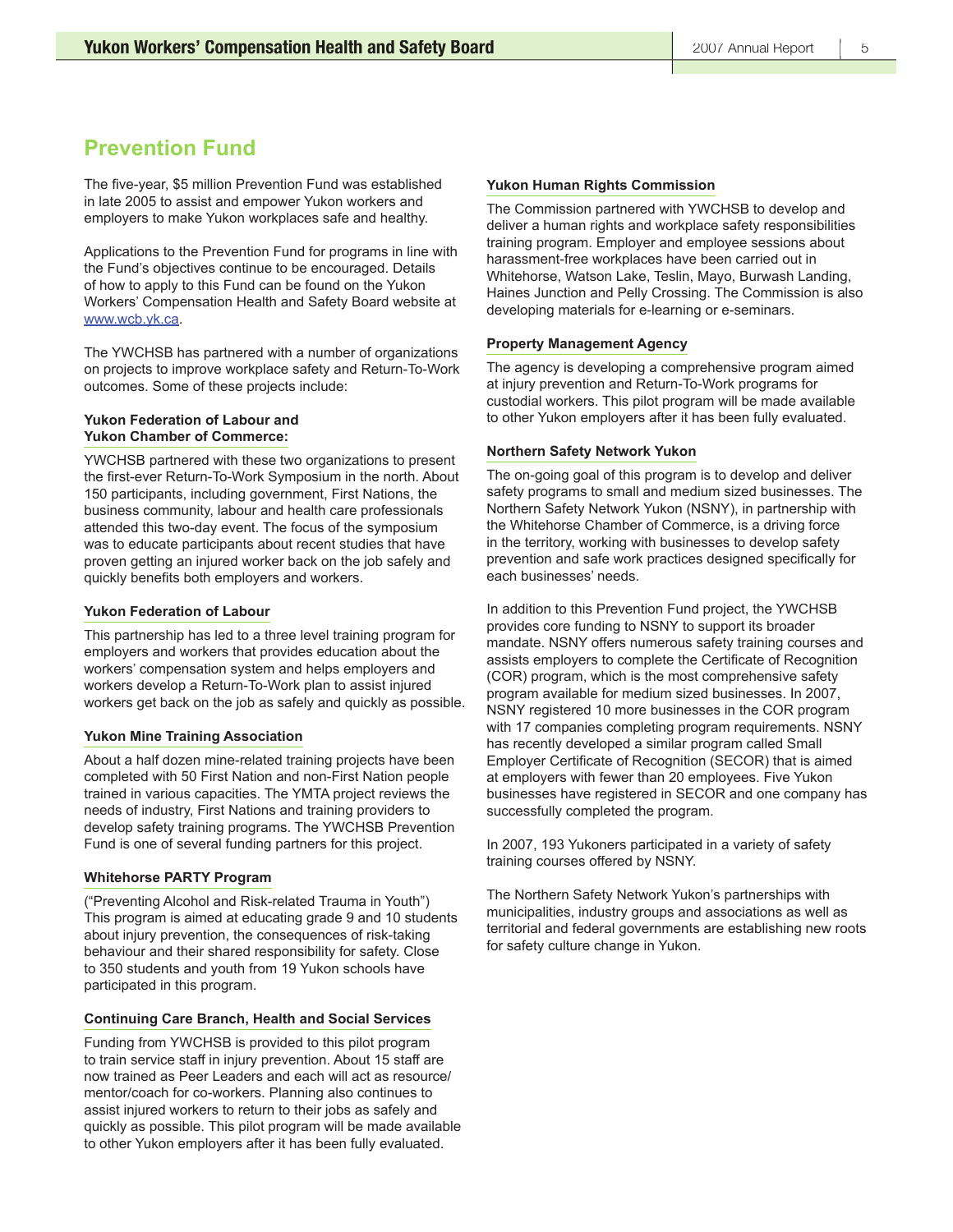## Prevention Fund

The five-year, $5 million Prevention Fund was established in late 2005 to assist and empower Yukon workers and employers to make Yukon workplaces safe and healthy.

Applications to the Prevention Fund for programs in line with the Fund's objectives continue to be encouraged. Details of how to apply to this Fund can be found on the Yukon Workers' Compensation Health and Safety Board website at www.wcb.yk.ca.

The YWCHSB has partnered with a number of organizations on projects to improve workplace safety and Return-To-Work outcomes. Some of these projects include:

### Yukon Federation of Labour and Yukon Chamber of Commerce:

YWCHSB partnered with these two organizations to present the first-ever Return-To-Work Symposium in the north. About 150 participants, including government, First Nations, the business community, labour and health care professionals attended this two-day event. The focus of the symposium was to educate participants about recent studies that have proven getting an injured worker back on the job safely and quickly benefits both employers and workers.

### Yukon Federation of Labour

This partnership has led to a three level training program for employers and workers that provides education about the workers' compensation system and helps employers and workers develop a Return-To-Work plan to assist injured workers get back on the job as safely and quickly as possible.

### Yukon Mine Training Association

About a half dozen mine-related training projects have been completed with 50 First Nation and non-First Nation people trained in various capacities. The YMTA project reviews the needs of industry, First Nations and training providers to develop safety training programs. The YWCHSB Prevention Fund is one of several funding partners for this project.

### Whitehorse PARTY Program

("Preventing Alcohol and Risk-related Trauma in Youth") This program is aimed at educating grade 9 and 10 students about injury prevention, the consequences of risk-taking behaviour and their shared responsibility for safety. Close to 350 students and youth from 19 Yukon schools have participated in this program.

### Continuing Care Branch, Health and Social Services

Funding from YWCHSB is provided to this pilot program to train service staff in injury prevention. About 15 staff are now trained as Peer Leaders and each will act as resource/mentor/coach for co-workers. Planning also continues to assist injured workers to return to their jobs as safely and quickly as possible. This pilot program will be made available to other Yukon employers after it has been fully evaluated.

### Yukon Human Rights Commission

The Commission partnered with YWCHSB to develop and deliver a human rights and workplace safety responsibilities training program. Employer and employee sessions about harassment-free workplaces have been carried out in Whitehorse, Watson Lake, Teslin, Mayo, Burwash Landing, Haines Junction and Pelly Crossing. The Commission is also developing materials for e-learning or e-seminars.

### Property Management Agency

The agency is developing a comprehensive program aimed at injury prevention and Return-To-Work programs for custodial workers. This pilot program will be made available to other Yukon employers after it has been fully evaluated.

### Northern Safety Network Yukon

The on-going goal of this program is to develop and deliver safety programs to small and medium sized businesses. The Northern Safety Network Yukon (NSNY), in partnership with the Whitehorse Chamber of Commerce, is a driving force in the territory, working with businesses to develop safety prevention and safe work practices designed specifically for each businesses' needs.

In addition to this Prevention Fund project, the YWCHSB provides core funding to NSNY to support its broader mandate. NSNY offers numerous safety training courses and assists employers to complete the Certificate of Recognition (COR) program, which is the most comprehensive safety program available for medium sized businesses. In 2007, NSNY registered 10 more businesses in the COR program with 17 companies completing program requirements. NSNY has recently developed a similar program called Small Employer Certificate of Recognition (SECOR) that is aimed at employers with fewer than 20 employees. Five Yukon businesses have registered in SECOR and one company has successfully completed the program.

In 2007, 193 Yukoners participated in a variety of safety training courses offered by NSNY.

The Northern Safety Network Yukon's partnerships with municipalities, industry groups and associations as well as territorial and federal governments are establishing new roots for safety culture change in Yukon.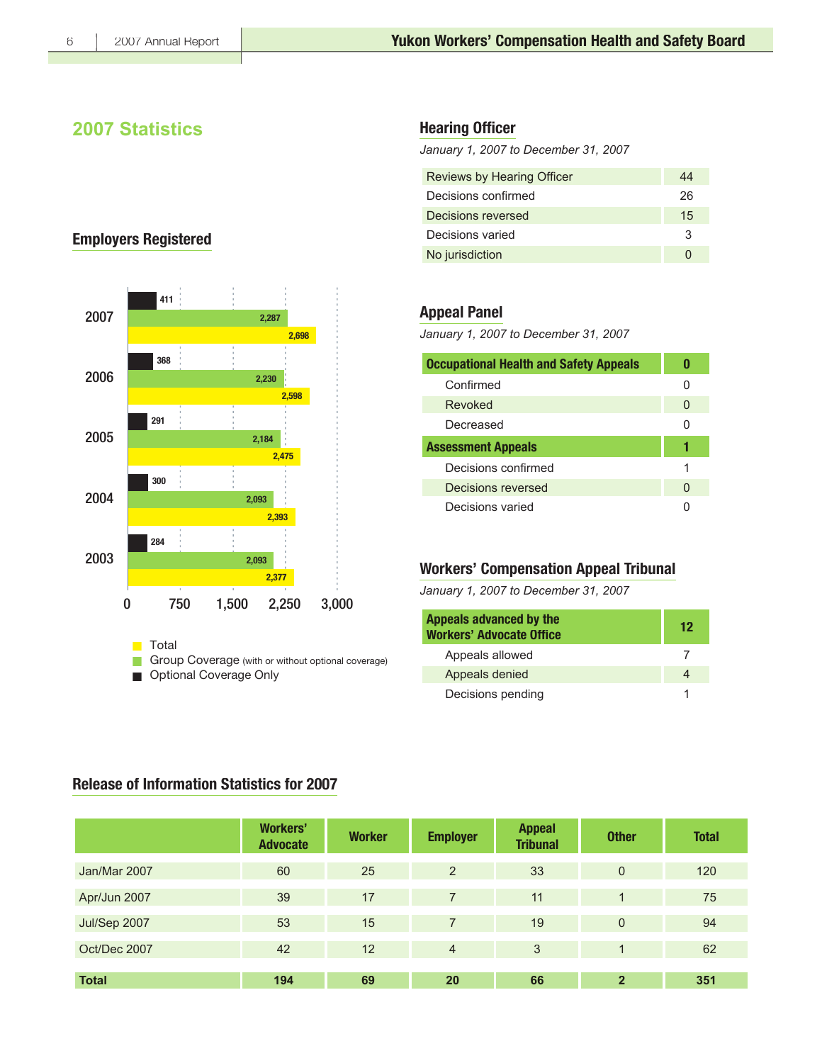## 2007 Statistics

### Employers Registered

| Year | Optional Coverage Only | Group Coverage (with or without optional coverage) | Total |
|---|---|---|---|
| 2007 | 411 | 2,287 | 2,698 |
| 2006 | 368 | 2,230 | 2,598 |
| 2005 | 291 | 2,184 | 2,475 |
| 2004 | 300 | 2,093 | 2,393 |
| 2003 | 284 | 2,093 | 2,377 |

### Hearing Officer

*January 1, 2007 to December 31, 2007*

| | |
|---|---|
| Reviews by Hearing Officer | 44 |
| Decisions confirmed | 26 |
| Decisions reversed | 15 |
| Decisions varied | 3 |
| No jurisdiction | 0 |

### Appeal Panel

*January 1, 2007 to December 31, 2007*

| | |
|---|---|
| **Occupational Health and Safety Appeals** | **0** |
| Confirmed | 0 |
| Revoked | 0 |
| Decreased | 0 |
| **Assessment Appeals** | **1** |
| Decisions confirmed | 1 |
| Decisions reversed | 0 |
| Decisions varied | 0 |

### Workers' Compensation Appeal Tribunal

*January 1, 2007 to December 31, 2007*

| | |
|---|---|
| **Appeals advanced by the Workers' Advocate Office** | **12** |
| Appeals allowed | 7 |
| Appeals denied | 4 |
| Decisions pending | 1 |

### Release of Information Statistics for 2007

| | Workers' Advocate | Worker | Employer | Appeal Tribunal | Other | Total |
|---|---|---|---|---|---|---|
| Jan/Mar 2007 | 60 | 25 | 2 | 33 | 0 | 120 |
| Apr/Jun 2007 | 39 | 17 | 7 | 11 | 1 | 75 |
| Jul/Sep 2007 | 53 | 15 | 7 | 19 | 0 | 94 |
| Oct/Dec 2007 | 42 | 12 | 4 | 3 | 1 | 62 |
| **Total** | **194** | **69** | **20** | **66** | **2** | **351** |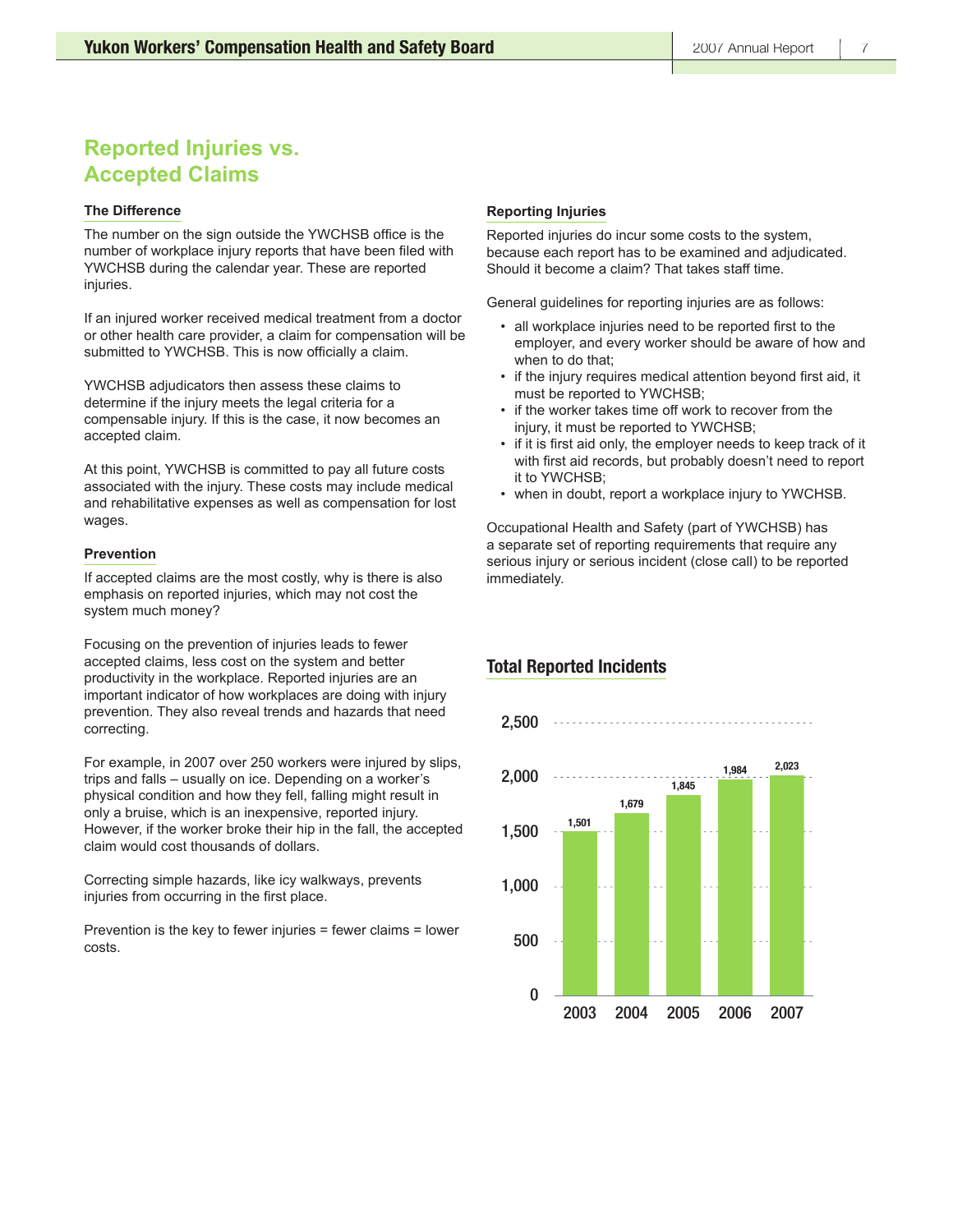# Reported Injuries vs. Accepted Claims

### The Difference

The number on the sign outside the YWCHSB office is the number of workplace injury reports that have been filed with YWCHSB during the calendar year. These are reported injuries.

If an injured worker received medical treatment from a doctor or other health care provider, a claim for compensation will be submitted to YWCHSB. This is now officially a claim.

YWCHSB adjudicators then assess these claims to determine if the injury meets the legal criteria for a compensable injury. If this is the case, it now becomes an accepted claim.

At this point, YWCHSB is committed to pay all future costs associated with the injury. These costs may include medical and rehabilitative expenses as well as compensation for lost wages.

### Prevention

If accepted claims are the most costly, why is there is also emphasis on reported injuries, which may not cost the system much money?

Focusing on the prevention of injuries leads to fewer accepted claims, less cost on the system and better productivity in the workplace. Reported injuries are an important indicator of how workplaces are doing with injury prevention. They also reveal trends and hazards that need correcting.

For example, in 2007 over 250 workers were injured by slips, trips and falls – usually on ice. Depending on a worker's physical condition and how they fell, falling might result in only a bruise, which is an inexpensive, reported injury. However, if the worker broke their hip in the fall, the accepted claim would cost thousands of dollars.

Correcting simple hazards, like icy walkways, prevents injuries from occurring in the first place.

Prevention is the key to fewer injuries = fewer claims = lower costs.

### Reporting Injuries

Reported injuries do incur some costs to the system, because each report has to be examined and adjudicated. Should it become a claim? That takes staff time.

General guidelines for reporting injuries are as follows:

- all workplace injuries need to be reported first to the employer, and every worker should be aware of how and when to do that;
- if the injury requires medical attention beyond first aid, it must be reported to YWCHSB;
- if the worker takes time off work to recover from the injury, it must be reported to YWCHSB;
- if it is first aid only, the employer needs to keep track of it with first aid records, but probably doesn't need to report it to YWCHSB;
- when in doubt, report a workplace injury to YWCHSB.

Occupational Health and Safety (part of YWCHSB) has a separate set of reporting requirements that require any serious injury or serious incident (close call) to be reported immediately.

### Total Reported Incidents

| Year | Total Reported Incidents |
|---|---|
| 2003 | 1,501 |
| 2004 | 1,679 |
| 2005 | 1,845 |
| 2006 | 1,984 |
| 2007 | 2,023 |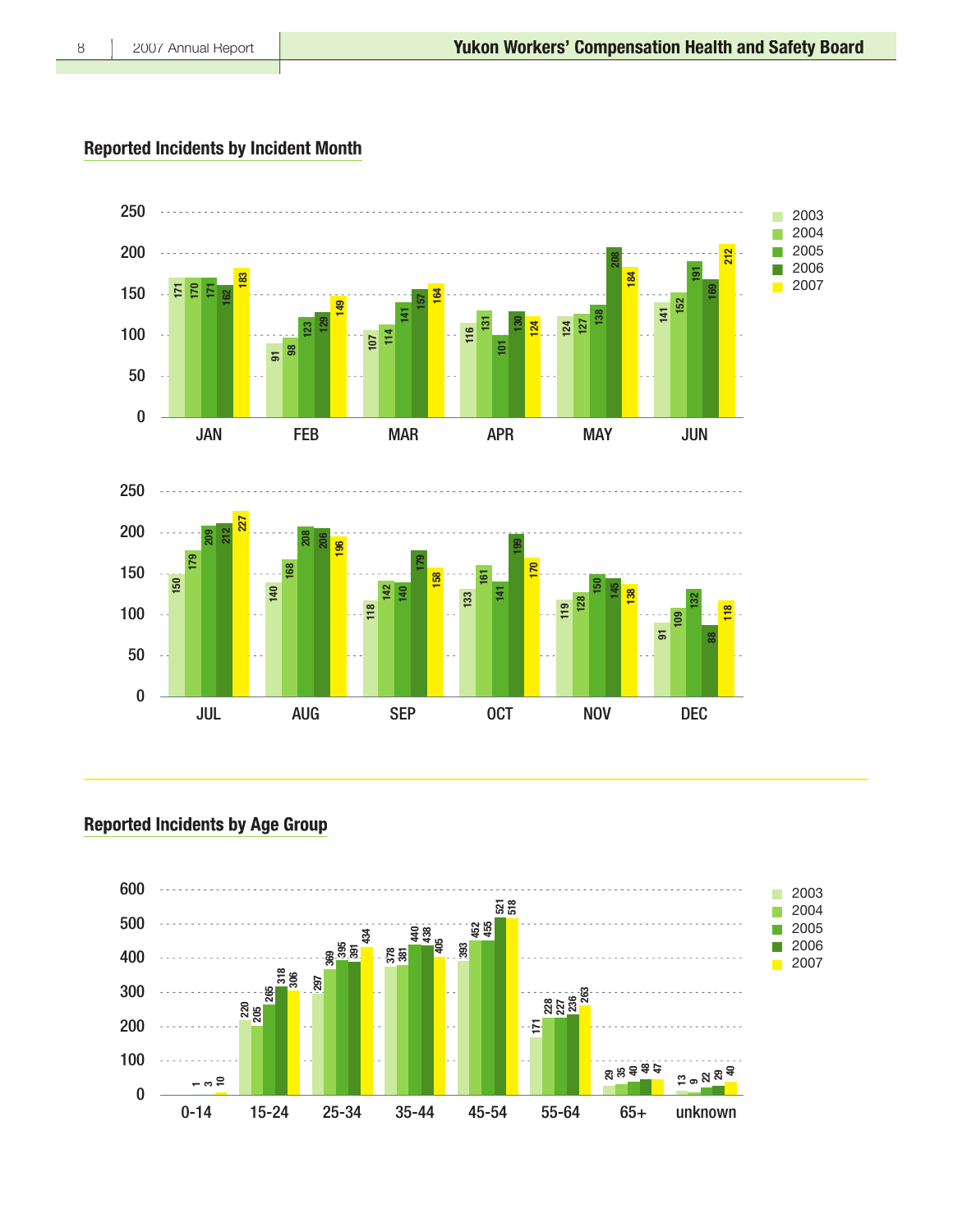## Reported Incidents by Incident Month

| Month | 2003 | 2004 | 2005 | 2006 | 2007 |
|---|---|---|---|---|---|
| JAN | 171 | 170 | 171 | 162 | 183 |
| FEB | 91 | 98 | 123 | 129 | 149 |
| MAR | 107 | 114 | 141 | 157 | 164 |
| APR | 116 | 131 | 101 | 130 | 124 |
| MAY | 124 | 127 | 138 | 208 | 184 |
| JUN | 141 | 152 | 191 | 169 | 212 |
| JUL | 150 | 179 | 209 | 212 | 227 |
| AUG | 140 | 168 | 208 | 206 | 196 |
| SEP | 118 | 142 | 140 | 179 | 158 |
| OCT | 133 | 161 | 141 | 199 | 170 |
| NOV | 119 | 128 | 150 | 145 | 138 |
| DEC | 91 | 109 | 132 | 88 | 118 |

## Reported Incidents by Age Group

| Age Group | 2003 | 2004 | 2005 | 2006 | 2007 |
|---|---|---|---|---|---|
| 0-14 | | | 1 | 3 | 10 |
| 15-24 | 220 | 205 | 265 | 318 | 306 |
| 25-34 | 297 | 369 | 395 | 391 | 434 |
| 35-44 | 378 | 381 | 440 | 438 | 405 |
| 45-54 | 393 | 452 | 455 | 521 | 518 |
| 55-64 | 171 | 228 | 227 | 236 | 263 |
| 65+ | 29 | 35 | 40 | 48 | 47 |
| unknown | 13 | 9 | 22 | 29 | 40 |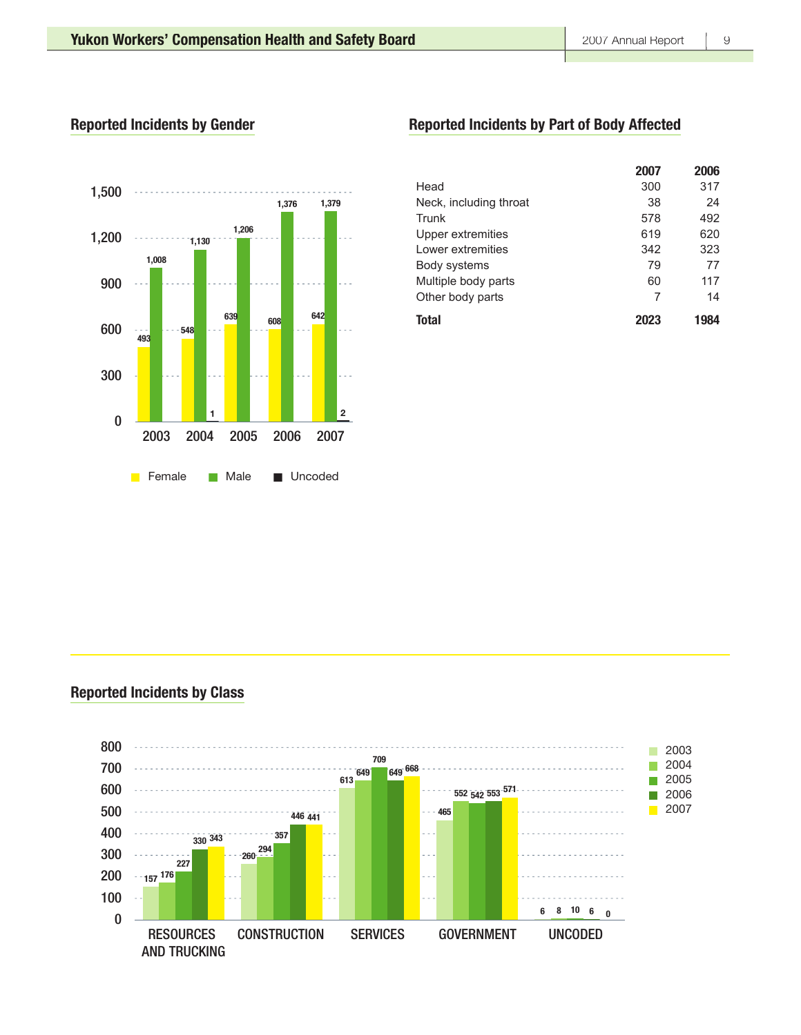## Reported Incidents by Gender

| Year | Female | Male | Uncoded |
|---|---|---|---|
| 2003 | 493 | 1,008 | |
| 2004 | 548 | 1,130 | 1 |
| 2005 | 639 | 1,206 | |
| 2006 | 608 | 1,376 | |
| 2007 | 642 | 1,379 | 2 |

## Reported Incidents by Part of Body Affected

| | 2007 | 2006 |
|---|---|---|
| Head | 300 | 317 |
| Neck, including throat | 38 | 24 |
| Trunk | 578 | 492 |
| Upper extremities | 619 | 620 |
| Lower extremities | 342 | 323 |
| Body systems | 79 | 77 |
| Multiple body parts | 60 | 117 |
| Other body parts | 7 | 14 |
| **Total** | **2023** | **1984** |

## Reported Incidents by Class

| Class | 2003 | 2004 | 2005 | 2006 | 2007 |
|---|---|---|---|---|---|
| RESOURCES AND TRUCKING | 157 | 176 | 227 | 330 | 343 |
| CONSTRUCTION | 260 | 294 | 357 | 446 | 441 |
| SERVICES | 613 | 649 | 709 | 649 | 668 |
| GOVERNMENT | 465 | 552 | 542 | 553 | 571 |
| UNCODED | 6 | 8 | 10 | 6 | 0 |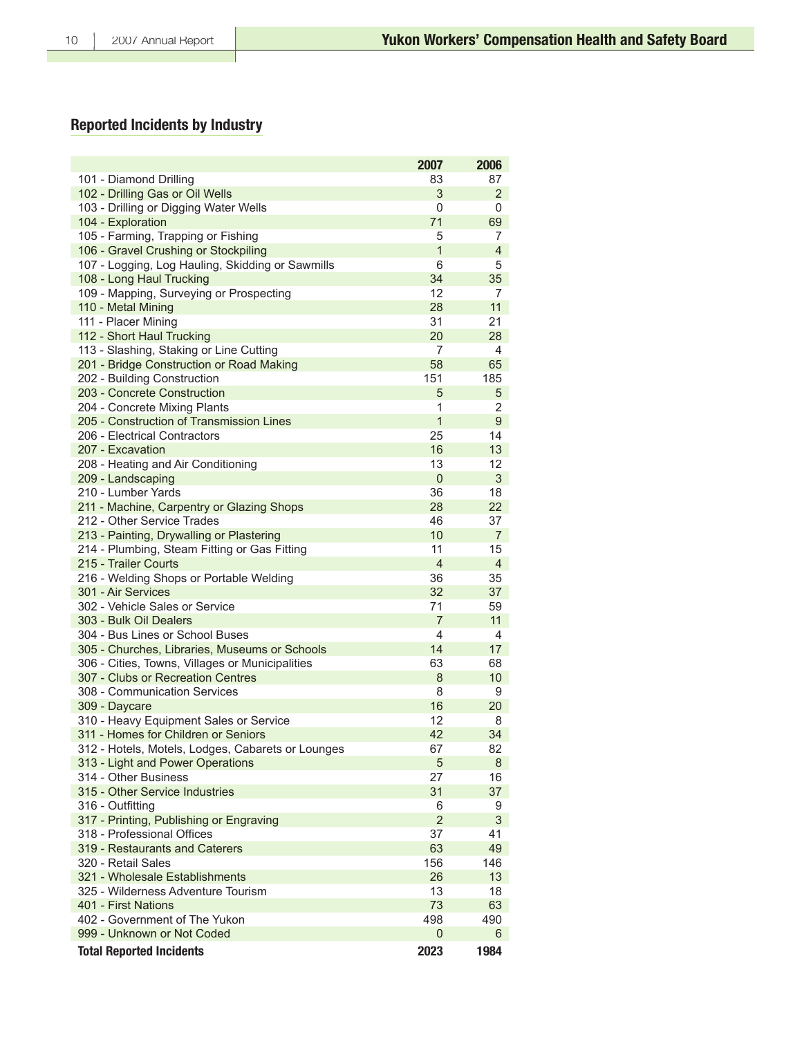## Reported Incidents by Industry

| | 2007 | 2006 |
|---|---|---|
| 101 - Diamond Drilling | 83 | 87 |
| 102 - Drilling Gas or Oil Wells | 3 | 2 |
| 103 - Drilling or Digging Water Wells | 0 | 0 |
| 104 - Exploration | 71 | 69 |
| 105 - Farming, Trapping or Fishing | 5 | 7 |
| 106 - Gravel Crushing or Stockpiling | 1 | 4 |
| 107 - Logging, Log Hauling, Skidding or Sawmills | 6 | 5 |
| 108 - Long Haul Trucking | 34 | 35 |
| 109 - Mapping, Surveying or Prospecting | 12 | 7 |
| 110 - Metal Mining | 28 | 11 |
| 111 - Placer Mining | 31 | 21 |
| 112 - Short Haul Trucking | 20 | 28 |
| 113 - Slashing, Staking or Line Cutting | 7 | 4 |
| 201 - Bridge Construction or Road Making | 58 | 65 |
| 202 - Building Construction | 151 | 185 |
| 203 - Concrete Construction | 5 | 5 |
| 204 - Concrete Mixing Plants | 1 | 2 |
| 205 - Construction of Transmission Lines | 1 | 9 |
| 206 - Electrical Contractors | 25 | 14 |
| 207 - Excavation | 16 | 13 |
| 208 - Heating and Air Conditioning | 13 | 12 |
| 209 - Landscaping | 0 | 3 |
| 210 - Lumber Yards | 36 | 18 |
| 211 - Machine, Carpentry or Glazing Shops | 28 | 22 |
| 212 - Other Service Trades | 46 | 37 |
| 213 - Painting, Drywalling or Plastering | 10 | 7 |
| 214 - Plumbing, Steam Fitting or Gas Fitting | 11 | 15 |
| 215 - Trailer Courts | 4 | 4 |
| 216 - Welding Shops or Portable Welding | 36 | 35 |
| 301 - Air Services | 32 | 37 |
| 302 - Vehicle Sales or Service | 71 | 59 |
| 303 - Bulk Oil Dealers | 7 | 11 |
| 304 - Bus Lines or School Buses | 4 | 4 |
| 305 - Churches, Libraries, Museums or Schools | 14 | 17 |
| 306 - Cities, Towns, Villages or Municipalities | 63 | 68 |
| 307 - Clubs or Recreation Centres | 8 | 10 |
| 308 - Communication Services | 8 | 9 |
| 309 - Daycare | 16 | 20 |
| 310 - Heavy Equipment Sales or Service | 12 | 8 |
| 311 - Homes for Children or Seniors | 42 | 34 |
| 312 - Hotels, Motels, Lodges, Cabarets or Lounges | 67 | 82 |
| 313 - Light and Power Operations | 5 | 8 |
| 314 - Other Business | 27 | 16 |
| 315 - Other Service Industries | 31 | 37 |
| 316 - Outfitting | 6 | 9 |
| 317 - Printing, Publishing or Engraving | 2 | 3 |
| 318 - Professional Offices | 37 | 41 |
| 319 - Restaurants and Caterers | 63 | 49 |
| 320 - Retail Sales | 156 | 146 |
| 321 - Wholesale Establishments | 26 | 13 |
| 325 - Wilderness Adventure Tourism | 13 | 18 |
| 401 - First Nations | 73 | 63 |
| 402 - Government of The Yukon | 498 | 490 |
| 999 - Unknown or Not Coded | 0 | 6 |
| **Total Reported Incidents** | **2023** | **1984** |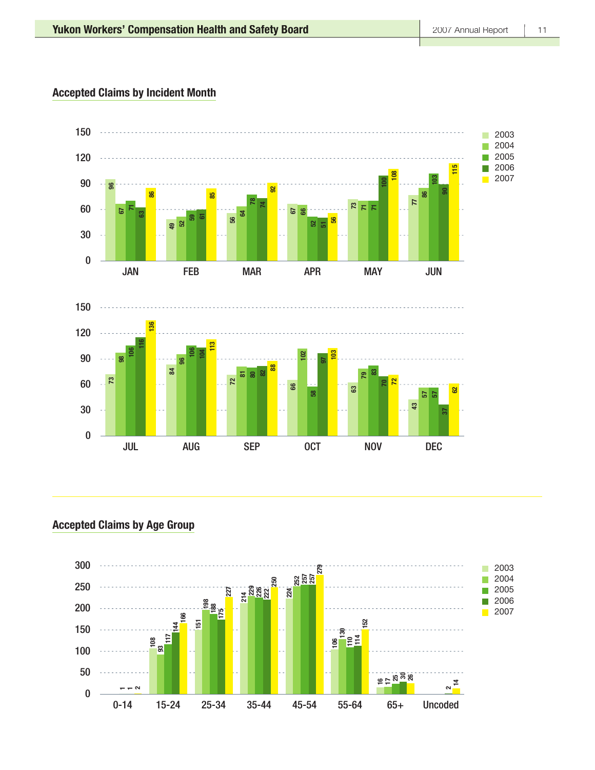## Accepted Claims by Incident Month

| Month | 2003 | 2004 | 2005 | 2006 | 2007 |
|---|---|---|---|---|---|
| JAN | 96 | 67 | 71 | 63 | 86 |
| FEB | 49 | 52 | 59 | 61 | 85 |
| MAR | 56 | 64 | 78 | 74 | 92 |
| APR | 67 | 66 | 52 | 51 | 56 |
| MAY | 73 | 71 | 71 | 100 | 108 |
| JUN | 77 | 86 | 103 | 90 | 115 |
| JUL | 73 | 98 | 106 | 116 | 136 |
| AUG | 84 | 96 | 106 | 104 | 113 |
| SEP | 72 | 81 | 80 | 82 | 88 |
| OCT | 66 | 102 | 58 | 97 | 103 |
| NOV | 63 | 79 | 83 | 70 | 72 |
| DEC | 43 | 57 | 57 | 37 | 62 |

## Accepted Claims by Age Group

| Age Group | 2003 | 2004 | 2005 | 2006 | 2007 |
|---|---|---|---|---|---|
| 0-14 | | | 1 | 1 | 2 |
| 15-24 | 108 | 93 | 117 | 144 | 166 |
| 25-34 | 151 | 198 | 188 | 175 | 227 |
| 35-44 | 214 | 229 | 226 | 222 | 250 |
| 45-54 | 224 | 252 | 257 | 257 | 279 |
| 55-64 | 106 | 130 | 110 | 114 | 152 |
| 65+ | 16 | 17 | 25 | 30 | 26 |
| Uncoded | | | | 2 | 14 |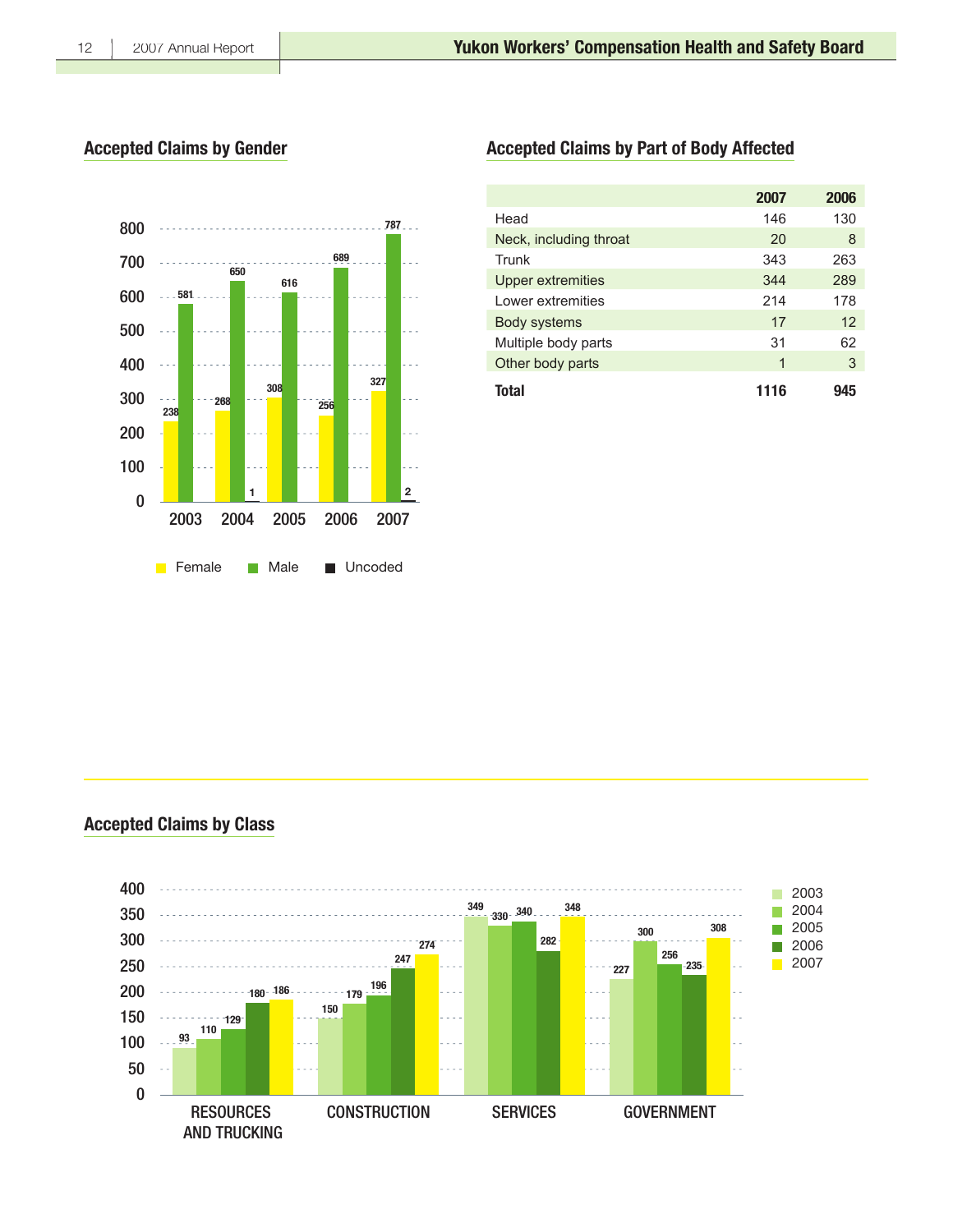## Accepted Claims by Gender

| Year | Female | Male | Uncoded |
|---|---|---|---|
| 2003 | 238 | 581 | |
| 2004 | 268 | 650 | 1 |
| 2005 | 308 | 616 | |
| 2006 | 256 | 689 | |
| 2007 | 327 | 787 | 2 |

## Accepted Claims by Part of Body Affected

| | 2007 | 2006 |
|---|---|---|
| Head | 146 | 130 |
| Neck, including throat | 20 | 8 |
| Trunk | 343 | 263 |
| Upper extremities | 344 | 289 |
| Lower extremities | 214 | 178 |
| Body systems | 17 | 12 |
| Multiple body parts | 31 | 62 |
| Other body parts | 1 | 3 |
| **Total** | **1116** | **945** |

## Accepted Claims by Class

| Class | 2003 | 2004 | 2005 | 2006 | 2007 |
|---|---|---|---|---|---|
| RESOURCES AND TRUCKING | 93 | 110 | 129 | 180 | 186 |
| CONSTRUCTION | 150 | 179 | 196 | 247 | 274 |
| SERVICES | 349 | 330 | 340 | 282 | 348 |
| GOVERNMENT | 227 | 300 | 256 | 235 | 308 |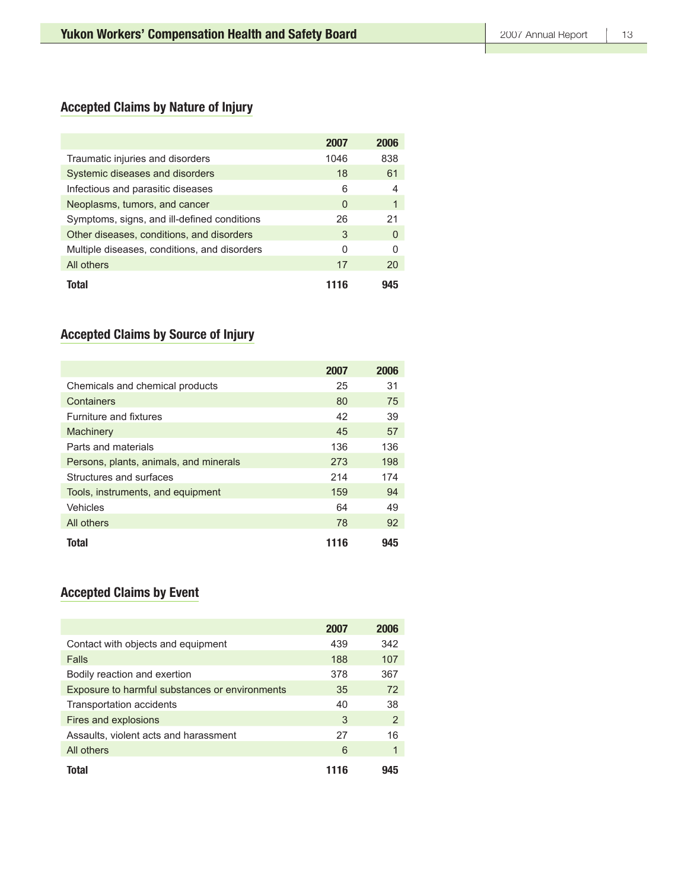## Accepted Claims by Nature of Injury

| | 2007 | 2006 |
|---|---|---|
| Traumatic injuries and disorders | 1046 | 838 |
| Systemic diseases and disorders | 18 | 61 |
| Infectious and parasitic diseases | 6 | 4 |
| Neoplasms, tumors, and cancer | 0 | 1 |
| Symptoms, signs, and ill-defined conditions | 26 | 21 |
| Other diseases, conditions, and disorders | 3 | 0 |
| Multiple diseases, conditions, and disorders | 0 | 0 |
| All others | 17 | 20 |
| **Total** | **1116** | **945** |

## Accepted Claims by Source of Injury

| | 2007 | 2006 |
|---|---|---|
| Chemicals and chemical products | 25 | 31 |
| Containers | 80 | 75 |
| Furniture and fixtures | 42 | 39 |
| Machinery | 45 | 57 |
| Parts and materials | 136 | 136 |
| Persons, plants, animals, and minerals | 273 | 198 |
| Structures and surfaces | 214 | 174 |
| Tools, instruments, and equipment | 159 | 94 |
| Vehicles | 64 | 49 |
| All others | 78 | 92 |
| **Total** | **1116** | **945** |

## Accepted Claims by Event

| | 2007 | 2006 |
|---|---|---|
| Contact with objects and equipment | 439 | 342 |
| Falls | 188 | 107 |
| Bodily reaction and exertion | 378 | 367 |
| Exposure to harmful substances or environments | 35 | 72 |
| Transportation accidents | 40 | 38 |
| Fires and explosions | 3 | 2 |
| Assaults, violent acts and harassment | 27 | 16 |
| All others | 6 | 1 |
| **Total** | **1116** | **945** |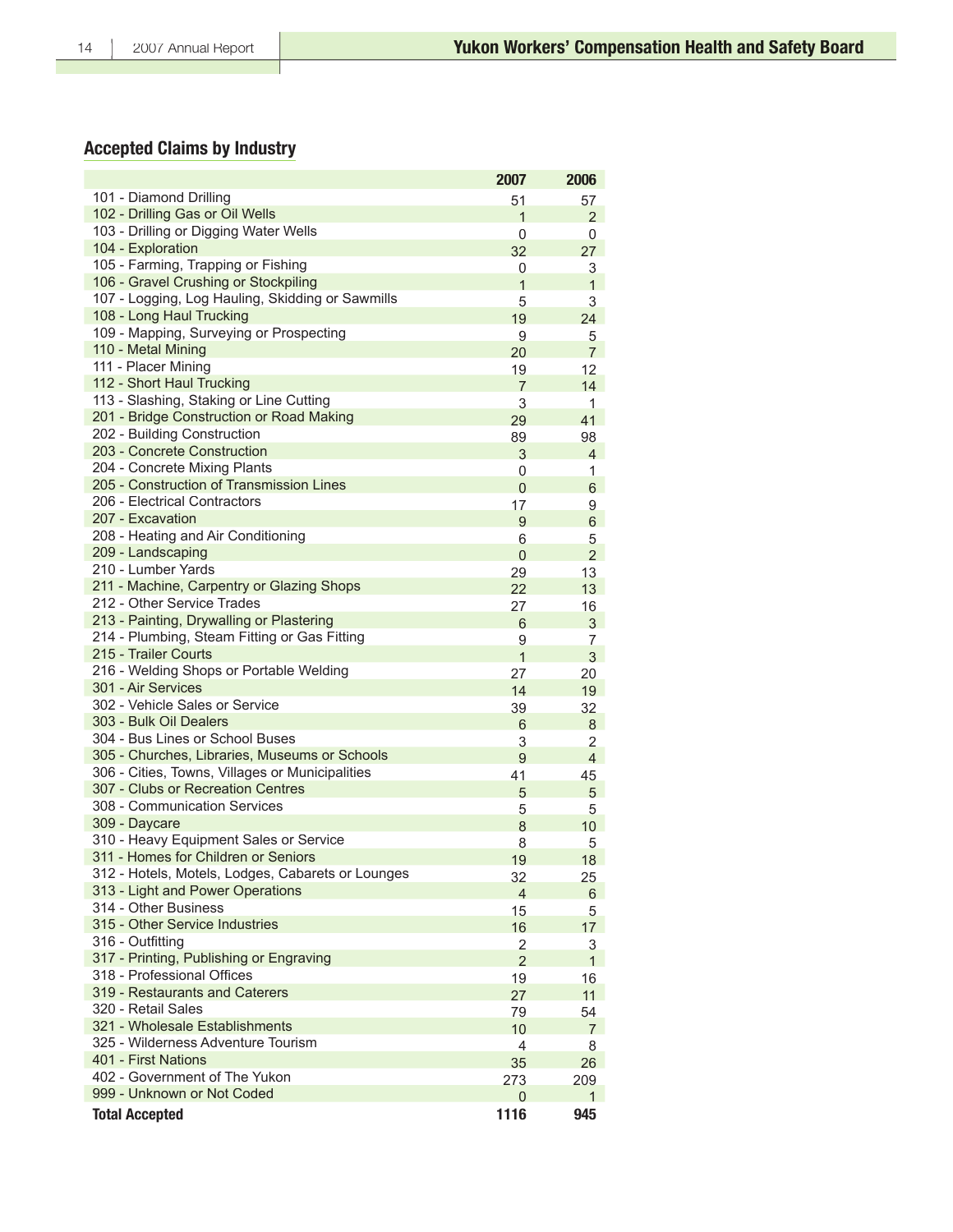## Accepted Claims by Industry

| | 2007 | 2006 |
|---|---|---|
| 101 - Diamond Drilling | 51 | 57 |
| 102 - Drilling Gas or Oil Wells | 1 | 2 |
| 103 - Drilling or Digging Water Wells | 0 | 0 |
| 104 - Exploration | 32 | 27 |
| 105 - Farming, Trapping or Fishing | 0 | 3 |
| 106 - Gravel Crushing or Stockpiling | 1 | 1 |
| 107 - Logging, Log Hauling, Skidding or Sawmills | 5 | 3 |
| 108 - Long Haul Trucking | 19 | 24 |
| 109 - Mapping, Surveying or Prospecting | 9 | 5 |
| 110 - Metal Mining | 20 | 7 |
| 111 - Placer Mining | 19 | 12 |
| 112 - Short Haul Trucking | 7 | 14 |
| 113 - Slashing, Staking or Line Cutting | 3 | 1 |
| 201 - Bridge Construction or Road Making | 29 | 41 |
| 202 - Building Construction | 89 | 98 |
| 203 - Concrete Construction | 3 | 4 |
| 204 - Concrete Mixing Plants | 0 | 1 |
| 205 - Construction of Transmission Lines | 0 | 6 |
| 206 - Electrical Contractors | 17 | 9 |
| 207 - Excavation | 9 | 6 |
| 208 - Heating and Air Conditioning | 6 | 5 |
| 209 - Landscaping | 0 | 2 |
| 210 - Lumber Yards | 29 | 13 |
| 211 - Machine, Carpentry or Glazing Shops | 22 | 13 |
| 212 - Other Service Trades | 27 | 16 |
| 213 - Painting, Drywalling or Plastering | 6 | 3 |
| 214 - Plumbing, Steam Fitting or Gas Fitting | 9 | 7 |
| 215 - Trailer Courts | 1 | 3 |
| 216 - Welding Shops or Portable Welding | 27 | 20 |
| 301 - Air Services | 14 | 19 |
| 302 - Vehicle Sales or Service | 39 | 32 |
| 303 - Bulk Oil Dealers | 6 | 8 |
| 304 - Bus Lines or School Buses | 3 | 2 |
| 305 - Churches, Libraries, Museums or Schools | 9 | 4 |
| 306 - Cities, Towns, Villages or Municipalities | 41 | 45 |
| 307 - Clubs or Recreation Centres | 5 | 5 |
| 308 - Communication Services | 5 | 5 |
| 309 - Daycare | 8 | 10 |
| 310 - Heavy Equipment Sales or Service | 8 | 5 |
| 311 - Homes for Children or Seniors | 19 | 18 |
| 312 - Hotels, Motels, Lodges, Cabarets or Lounges | 32 | 25 |
| 313 - Light and Power Operations | 4 | 6 |
| 314 - Other Business | 15 | 5 |
| 315 - Other Service Industries | 16 | 17 |
| 316 - Outfitting | 2 | 3 |
| 317 - Printing, Publishing or Engraving | 2 | 1 |
| 318 - Professional Offices | 19 | 16 |
| 319 - Restaurants and Caterers | 27 | 11 |
| 320 - Retail Sales | 79 | 54 |
| 321 - Wholesale Establishments | 10 | 7 |
| 325 - Wilderness Adventure Tourism | 4 | 8 |
| 401 - First Nations | 35 | 26 |
| 402 - Government of The Yukon | 273 | 209 |
| 999 - Unknown or Not Coded | 0 | 1 |
| **Total Accepted** | **1116** | **945** |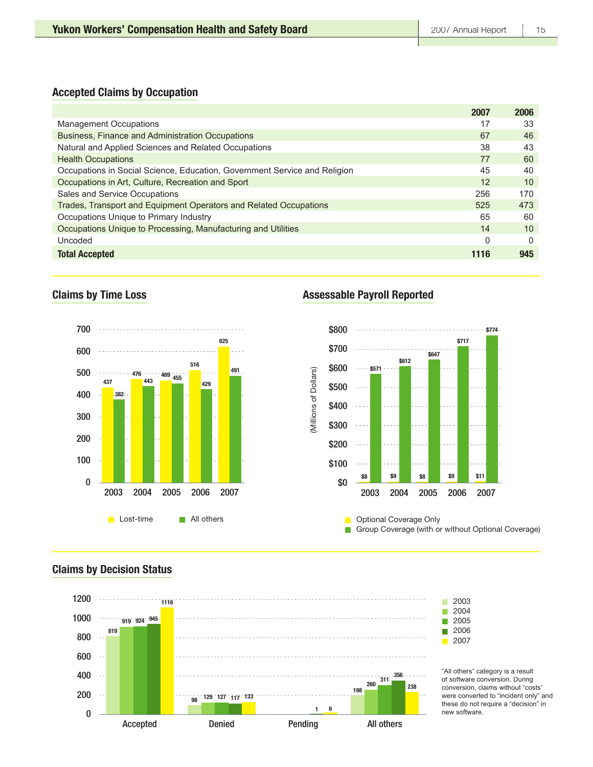## Accepted Claims by Occupation

| | 2007 | 2006 |
|---|---|---|
| Management Occupations | 17 | 33 |
| Business, Finance and Administration Occupations | 67 | 46 |
| Natural and Applied Sciences and Related Occupations | 38 | 43 |
| Health Occupations | 77 | 60 |
| Occupations in Social Science, Education, Government Service and Religion | 45 | 40 |
| Occupations in Art, Culture, Recreation and Sport | 12 | 10 |
| Sales and Service Occupations | 256 | 170 |
| Trades, Transport and Equipment Operators and Related Occupations | 525 | 473 |
| Occupations Unique to Primary Industry | 65 | 60 |
| Occupations Unique to Processing, Manufacturing and Utilities | 14 | 10 |
| Uncoded | 0 | 0 |
| **Total Accepted** | **1116** | **945** |

## Claims by Time Loss

| | 2003 | 2004 | 2005 | 2006 | 2007 |
|---|---|---|---|---|---|
| Lost-time | 437 | 476 | 469 | 516 | 625 |
| All others | 382 | 443 | 455 | 429 | 491 |

## Assessable Payroll Reported

(Millions of Dollars)

| | 2003 | 2004 | 2005 | 2006 | 2007 |
|---|---|---|---|---|---|
| Optional Coverage Only | $8 | $9 | $8 | $9 | $11 |
| Group Coverage (with or without Optional Coverage) | $571 | $612 | $647 | $717 | $774 |

## Claims by Decision Status

| | 2003 | 2004 | 2005 | 2006 | 2007 |
|---|---|---|---|---|---|
| Accepted | 819 | 919 | 924 | 945 | 1116 |
| Denied | 98 | 129 | 127 | 117 | 133 |
| Pending | | | | 1 | 6 |
| All others | 198 | 260 | 311 | 356 | 238 |

"All others" category is a result of software conversion. During conversion, claims without "costs" were converted to "incident only" and these do not require a "decision" in new software.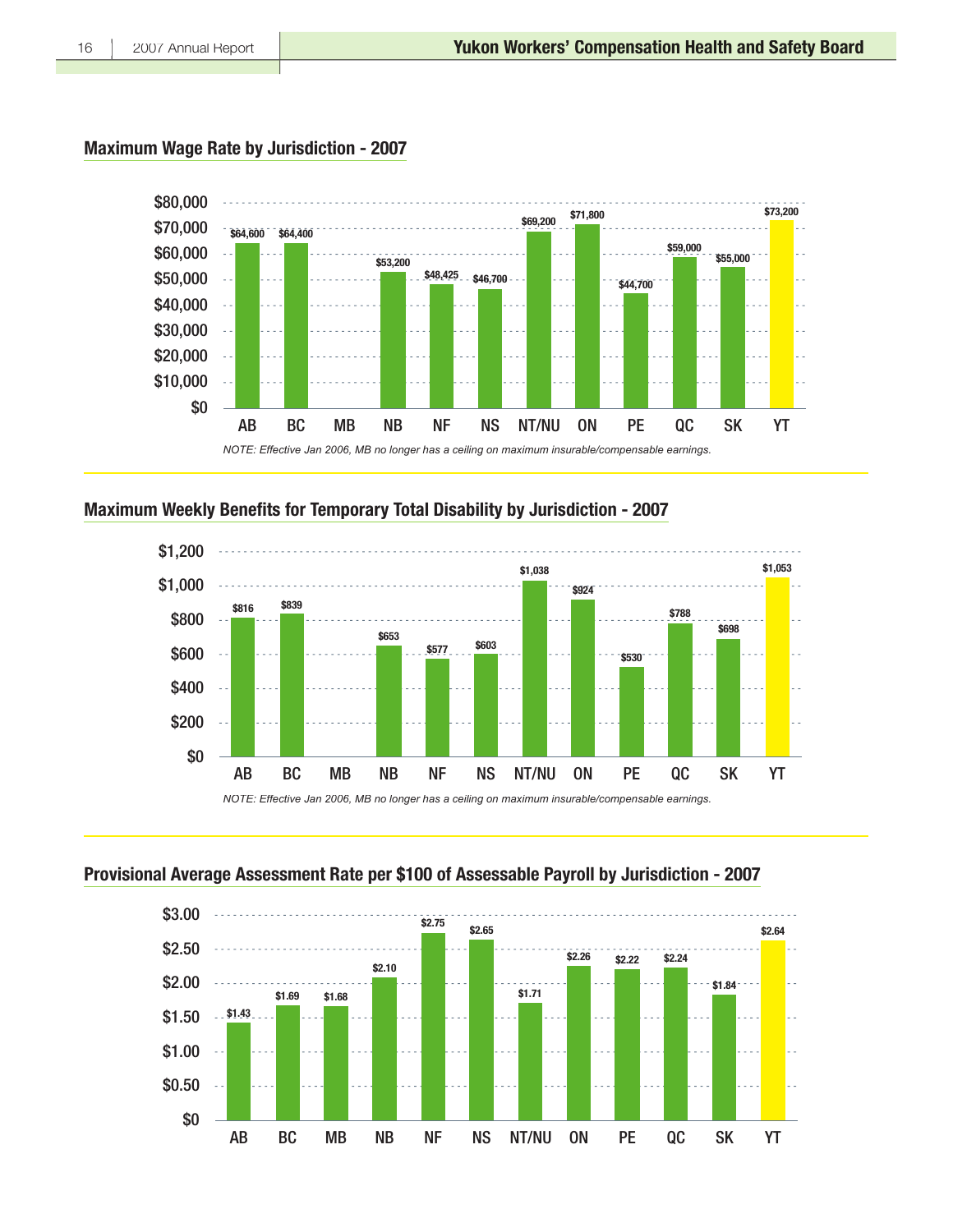## Maximum Wage Rate by Jurisdiction - 2007

| Jurisdiction | Maximum Wage Rate |
|---|---|
| AB | $64,600 |
| BC | $64,400 |
| MB | |
| NB | $53,200 |
| NF | $48,425 |
| NS | $46,700 |
| NT/NU | $69,200 |
| ON | $71,800 |
| PE | $44,700 |
| QC | $59,000 |
| SK | $55,000 |
| YT | $73,200 |

*NOTE: Effective Jan 2006, MB no longer has a ceiling on maximum insurable/compensable earnings.*

## Maximum Weekly Benefits for Temporary Total Disability by Jurisdiction - 2007

| Jurisdiction | Maximum Weekly Benefits |
|---|---|
| AB | $816 |
| BC | $839 |
| MB | |
| NB | $653 |
| NF | $577 |
| NS | $603 |
| NT/NU | $1,038 |
| ON | $924 |
| PE | $530 |
| QC | $788 |
| SK | $698 |
| YT | $1,053 |

*NOTE: Effective Jan 2006, MB no longer has a ceiling on maximum insurable/compensable earnings.*

## Provisional Average Assessment Rate per $100 of Assessable Payroll by Jurisdiction - 2007

| Jurisdiction | Assessment Rate |
|---|---|
| AB | $1.43 |
| BC | $1.69 |
| MB | $1.68 |
| NB | $2.10 |
| NF | $2.75 |
| NS | $2.65 |
| NT/NU | $1.71 |
| ON | $2.26 |
| PE | $2.22 |
| QC | $2.24 |
| SK | $1.84 |
| YT | $2.64 |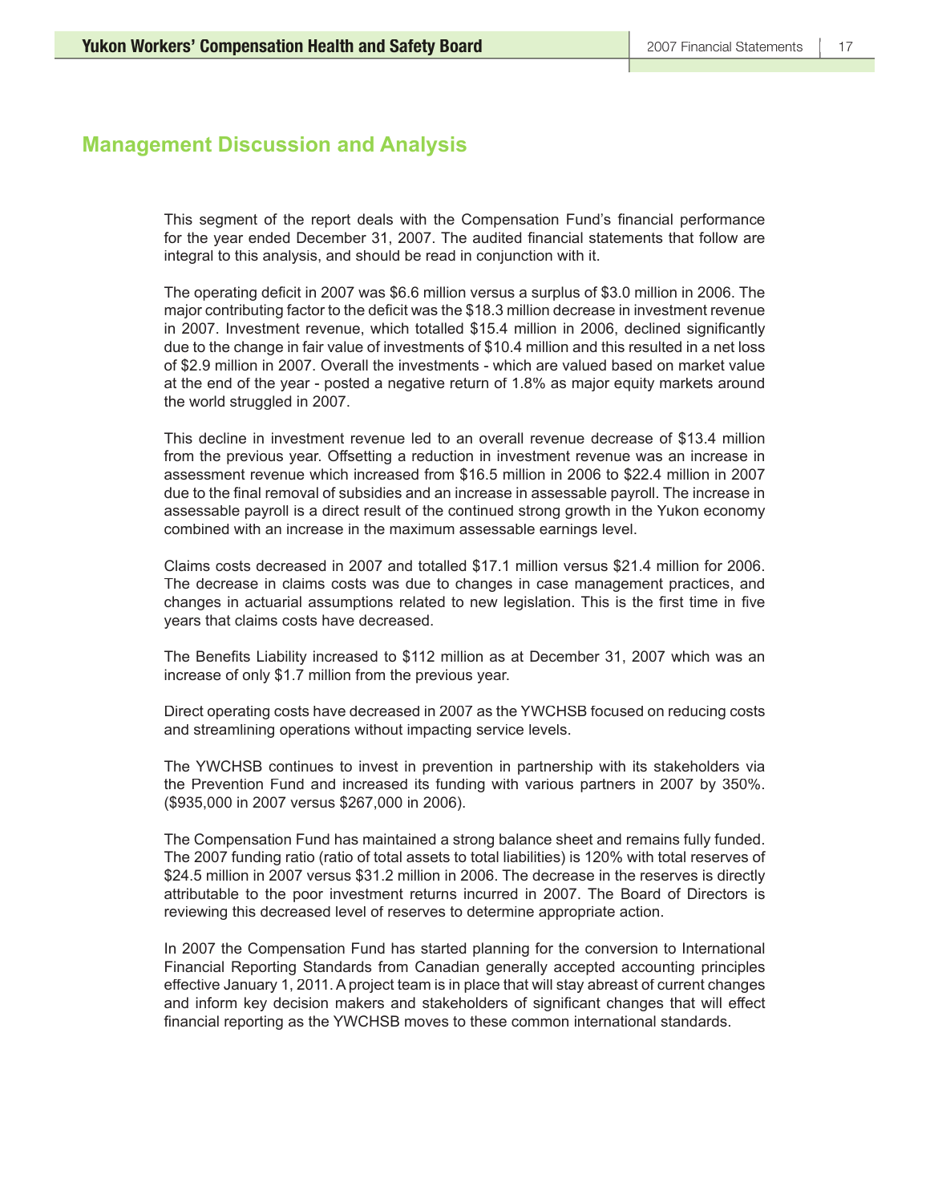# Management Discussion and Analysis

This segment of the report deals with the Compensation Fund's financial performance for the year ended December 31, 2007. The audited financial statements that follow are integral to this analysis, and should be read in conjunction with it.

The operating deficit in 2007 was $6.6 million versus a surplus of $3.0 million in 2006. The major contributing factor to the deficit was the $18.3 million decrease in investment revenue in 2007. Investment revenue, which totalled $15.4 million in 2006, declined significantly due to the change in fair value of investments of $10.4 million and this resulted in a net loss of $2.9 million in 2007. Overall the investments - which are valued based on market value at the end of the year - posted a negative return of 1.8% as major equity markets around the world struggled in 2007.

This decline in investment revenue led to an overall revenue decrease of $13.4 million from the previous year. Offsetting a reduction in investment revenue was an increase in assessment revenue which increased from $16.5 million in 2006 to $22.4 million in 2007 due to the final removal of subsidies and an increase in assessable payroll. The increase in assessable payroll is a direct result of the continued strong growth in the Yukon economy combined with an increase in the maximum assessable earnings level.

Claims costs decreased in 2007 and totalled $17.1 million versus $21.4 million for 2006. The decrease in claims costs was due to changes in case management practices, and changes in actuarial assumptions related to new legislation. This is the first time in five years that claims costs have decreased.

The Benefits Liability increased to $112 million as at December 31, 2007 which was an increase of only $1.7 million from the previous year.

Direct operating costs have decreased in 2007 as the YWCHSB focused on reducing costs and streamlining operations without impacting service levels.

The YWCHSB continues to invest in prevention in partnership with its stakeholders via the Prevention Fund and increased its funding with various partners in 2007 by 350%. ($935,000 in 2007 versus $267,000 in 2006).

The Compensation Fund has maintained a strong balance sheet and remains fully funded. The 2007 funding ratio (ratio of total assets to total liabilities) is 120% with total reserves of $24.5 million in 2007 versus $31.2 million in 2006. The decrease in the reserves is directly attributable to the poor investment returns incurred in 2007. The Board of Directors is reviewing this decreased level of reserves to determine appropriate action.

In 2007 the Compensation Fund has started planning for the conversion to International Financial Reporting Standards from Canadian generally accepted accounting principles effective January 1, 2011. A project team is in place that will stay abreast of current changes and inform key decision makers and stakeholders of significant changes that will effect financial reporting as the YWCHSB moves to these common international standards.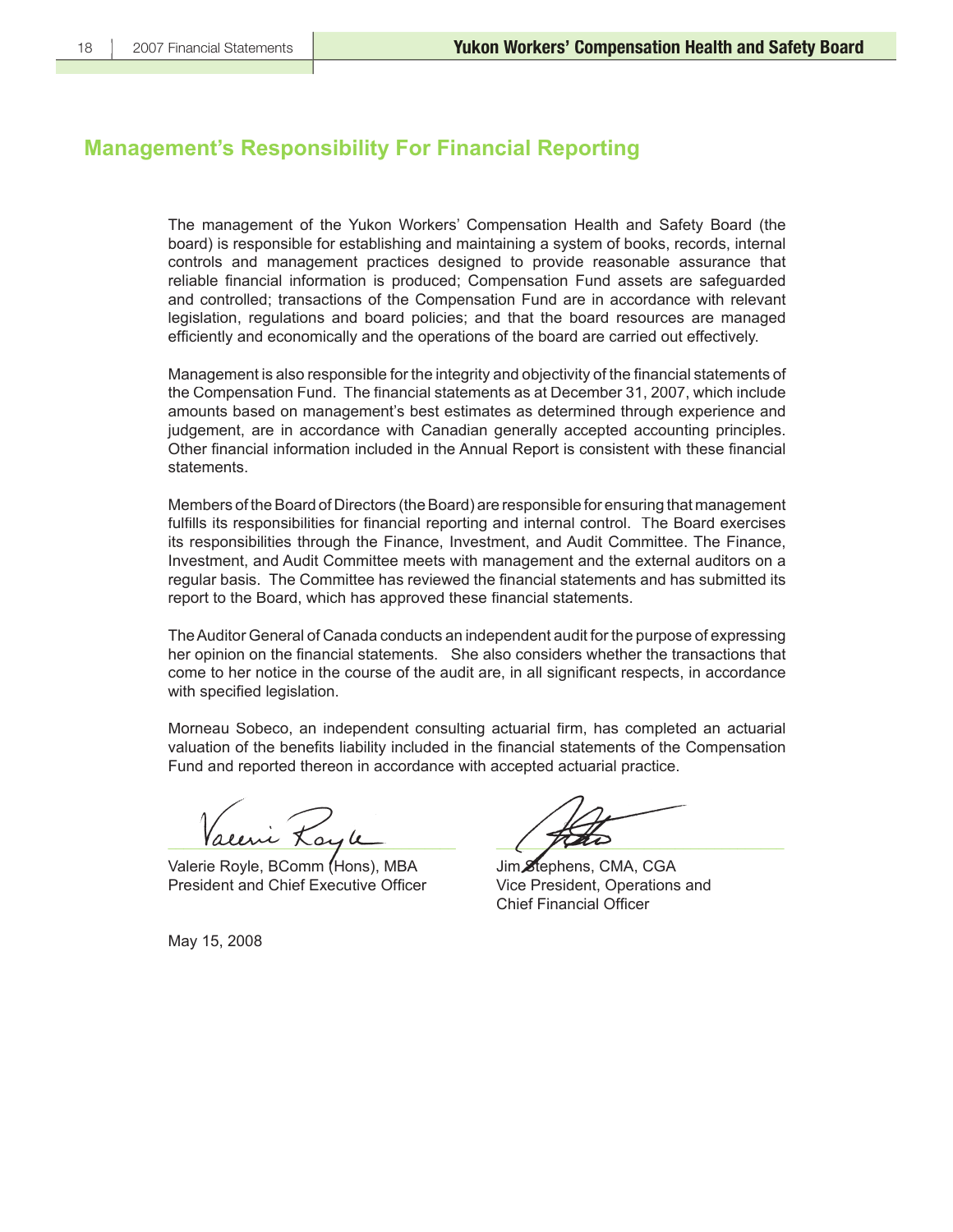## Management's Responsibility For Financial Reporting

The management of the Yukon Workers' Compensation Health and Safety Board (the board) is responsible for establishing and maintaining a system of books, records, internal controls and management practices designed to provide reasonable assurance that reliable financial information is produced; Compensation Fund assets are safeguarded and controlled; transactions of the Compensation Fund are in accordance with relevant legislation, regulations and board policies; and that the board resources are managed efficiently and economically and the operations of the board are carried out effectively.

Management is also responsible for the integrity and objectivity of the financial statements of the Compensation Fund. The financial statements as at December 31, 2007, which include amounts based on management's best estimates as determined through experience and judgement, are in accordance with Canadian generally accepted accounting principles. Other financial information included in the Annual Report is consistent with these financial statements.

Members of the Board of Directors (the Board) are responsible for ensuring that management fulfills its responsibilities for financial reporting and internal control. The Board exercises its responsibilities through the Finance, Investment, and Audit Committee. The Finance, Investment, and Audit Committee meets with management and the external auditors on a regular basis. The Committee has reviewed the financial statements and has submitted its report to the Board, which has approved these financial statements.

The Auditor General of Canada conducts an independent audit for the purpose of expressing her opinion on the financial statements. She also considers whether the transactions that come to her notice in the course of the audit are, in all significant respects, in accordance with specified legislation.

Morneau Sobeco, an independent consulting actuarial firm, has completed an actuarial valuation of the benefits liability included in the financial statements of the Compensation Fund and reported thereon in accordance with accepted actuarial practice.

Valerie Royle, BComm (Hons), MBA
President and Chief Executive Officer

Jim Stephens, CMA, CGA
Vice President, Operations and Chief Financial Officer

May 15, 2008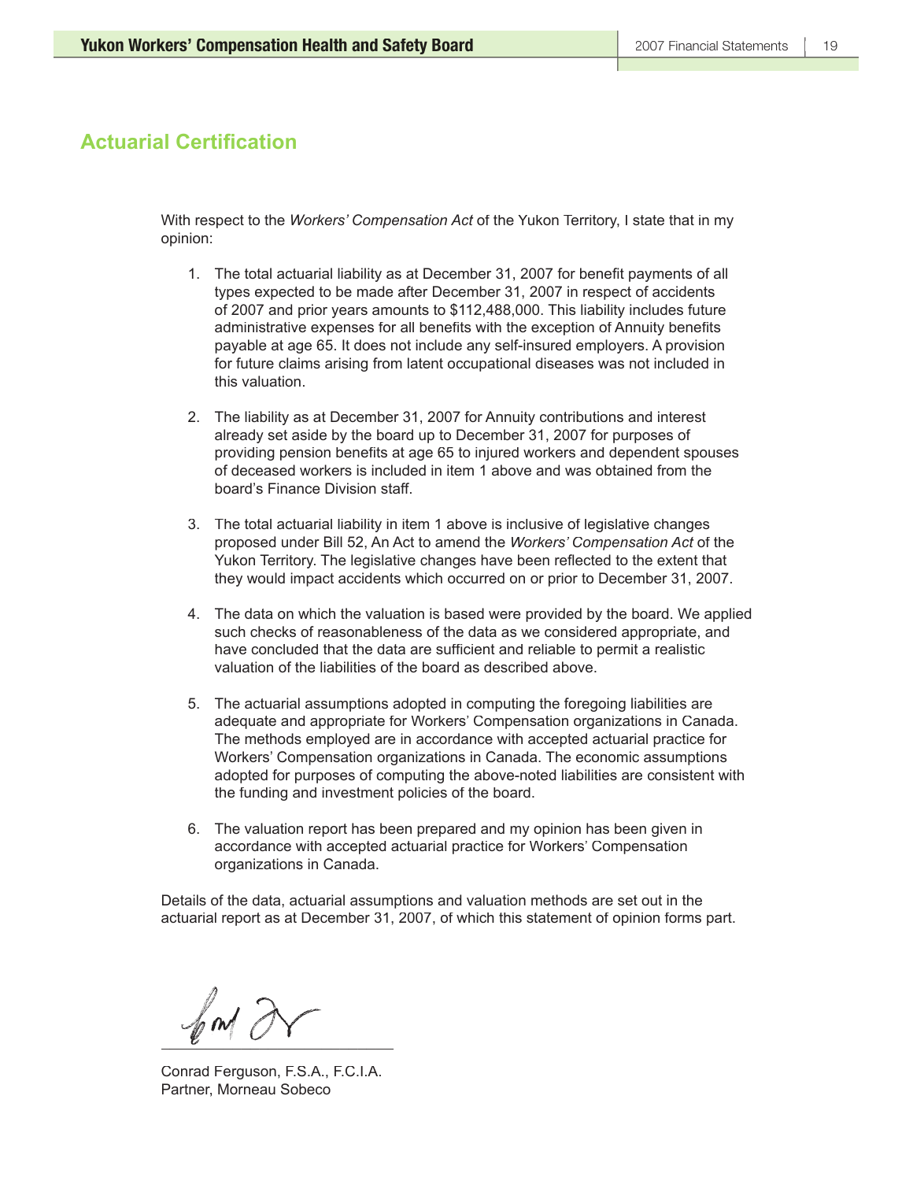## Actuarial Certification

With respect to the *Workers' Compensation Act* of the Yukon Territory, I state that in my opinion:

1. The total actuarial liability as at December 31, 2007 for benefit payments of all types expected to be made after December 31, 2007 in respect of accidents of 2007 and prior years amounts to $112,488,000. This liability includes future administrative expenses for all benefits with the exception of Annuity benefits payable at age 65. It does not include any self-insured employers. A provision for future claims arising from latent occupational diseases was not included in this valuation.

2. The liability as at December 31, 2007 for Annuity contributions and interest already set aside by the board up to December 31, 2007 for purposes of providing pension benefits at age 65 to injured workers and dependent spouses of deceased workers is included in item 1 above and was obtained from the board's Finance Division staff.

3. The total actuarial liability in item 1 above is inclusive of legislative changes proposed under Bill 52, An Act to amend the *Workers' Compensation Act* of the Yukon Territory. The legislative changes have been reflected to the extent that they would impact accidents which occurred on or prior to December 31, 2007.

4. The data on which the valuation is based were provided by the board. We applied such checks of reasonableness of the data as we considered appropriate, and have concluded that the data are sufficient and reliable to permit a realistic valuation of the liabilities of the board as described above.

5. The actuarial assumptions adopted in computing the foregoing liabilities are adequate and appropriate for Workers' Compensation organizations in Canada. The methods employed are in accordance with accepted actuarial practice for Workers' Compensation organizations in Canada. The economic assumptions adopted for purposes of computing the above-noted liabilities are consistent with the funding and investment policies of the board.

6. The valuation report has been prepared and my opinion has been given in accordance with accepted actuarial practice for Workers' Compensation organizations in Canada.

Details of the data, actuarial assumptions and valuation methods are set out in the actuarial report as at December 31, 2007, of which this statement of opinion forms part.

Conrad Ferguson, F.S.A., F.C.I.A.
Partner, Morneau Sobeco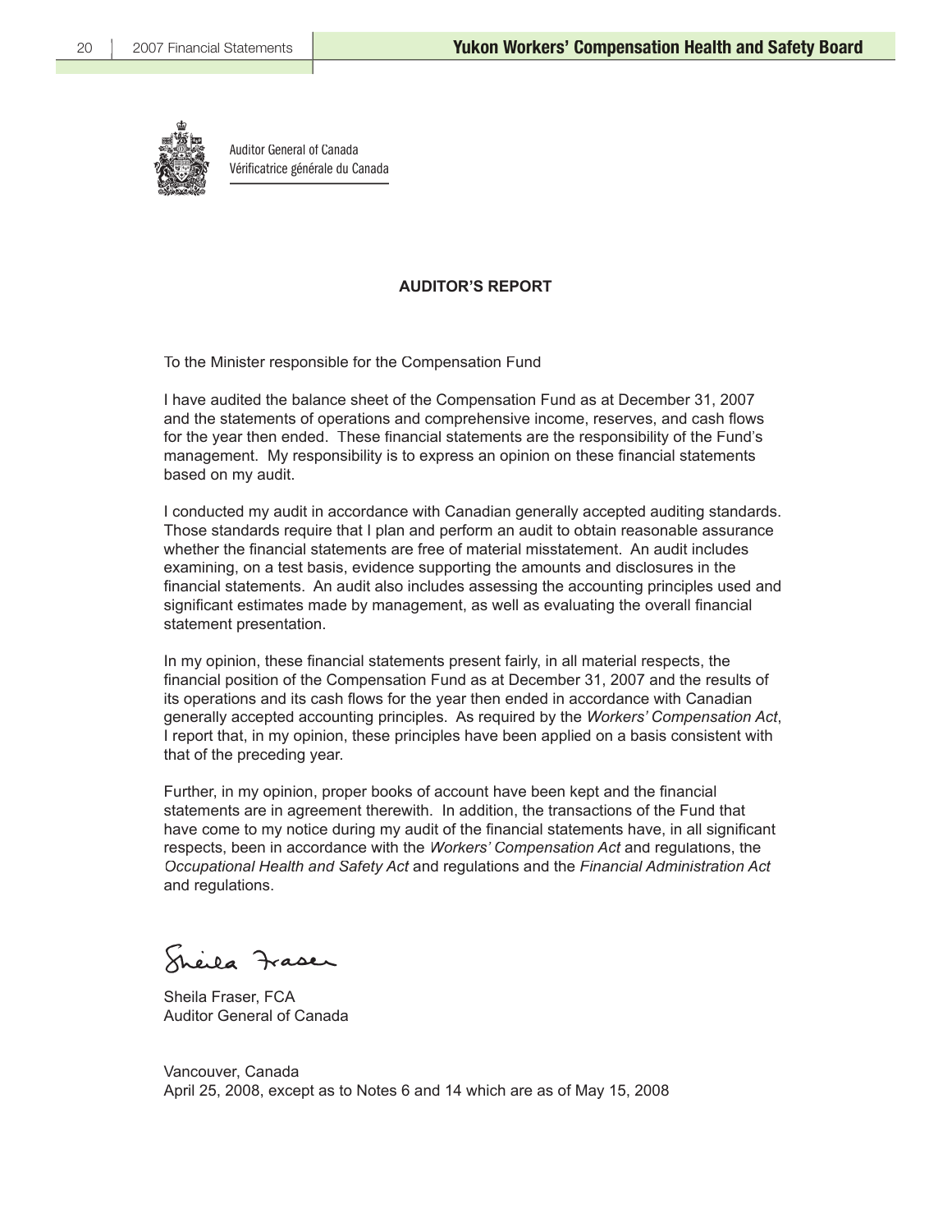Auditor General of Canada
Vérificatrice générale du Canada

## AUDITOR'S REPORT

To the Minister responsible for the Compensation Fund

I have audited the balance sheet of the Compensation Fund as at December 31, 2007 and the statements of operations and comprehensive income, reserves, and cash flows for the year then ended. These financial statements are the responsibility of the Fund's management. My responsibility is to express an opinion on these financial statements based on my audit.

I conducted my audit in accordance with Canadian generally accepted auditing standards. Those standards require that I plan and perform an audit to obtain reasonable assurance whether the financial statements are free of material misstatement. An audit includes examining, on a test basis, evidence supporting the amounts and disclosures in the financial statements. An audit also includes assessing the accounting principles used and significant estimates made by management, as well as evaluating the overall financial statement presentation.

In my opinion, these financial statements present fairly, in all material respects, the financial position of the Compensation Fund as at December 31, 2007 and the results of its operations and its cash flows for the year then ended in accordance with Canadian generally accepted accounting principles. As required by the *Workers' Compensation Act*, I report that, in my opinion, these principles have been applied on a basis consistent with that of the preceding year.

Further, in my opinion, proper books of account have been kept and the financial statements are in agreement therewith. In addition, the transactions of the Fund that have come to my notice during my audit of the financial statements have, in all significant respects, been in accordance with the *Workers' Compensation Act* and regulations, the *Occupational Health and Safety Act* and regulations and the *Financial Administration Act* and regulations.

Sheila Fraser, FCA
Auditor General of Canada

Vancouver, Canada
April 25, 2008, except as to Notes 6 and 14 which are as of May 15, 2008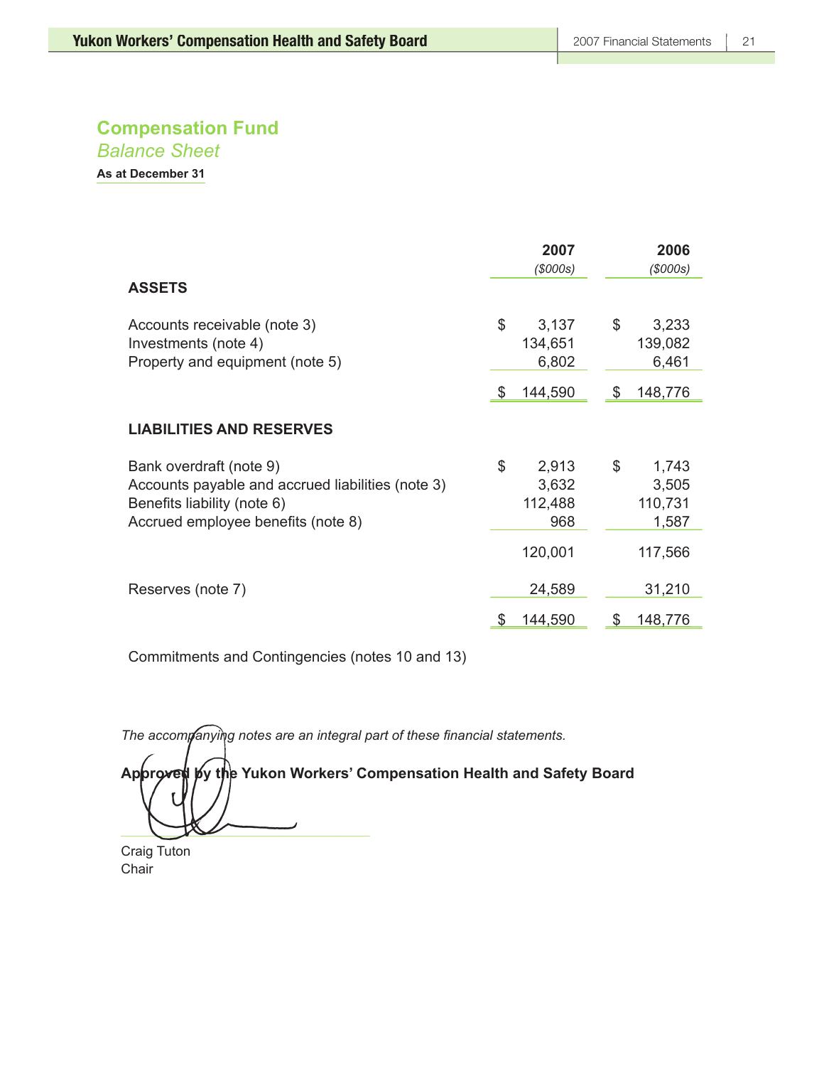## Compensation Fund

*Balance Sheet*

**As at December 31**

| | 2007 | 2006 |
|---|---|---|
| | *($000s)* | *($000s)* |
| **ASSETS** | | |
| Accounts receivable (note 3) | $ 3,137 | $ 3,233 |
| Investments (note 4) | 134,651 | 139,082 |
| Property and equipment (note 5) | 6,802 | 6,461 |
| | $ 144,590 | $ 148,776 |
| **LIABILITIES AND RESERVES** | | |
| Bank overdraft (note 9) | $ 2,913 | $ 1,743 |
| Accounts payable and accrued liabilities (note 3) | 3,632 | 3,505 |
| Benefits liability (note 6) | 112,488 | 110,731 |
| Accrued employee benefits (note 8) | 968 | 1,587 |
| | 120,001 | 117,566 |
| Reserves (note 7) | 24,589 | 31,210 |
| | $ 144,590 | $ 148,776 |

Commitments and Contingencies (notes 10 and 13)

*The accompanying notes are an integral part of these financial statements.*

**Approved by the Yukon Workers' Compensation Health and Safety Board**

Craig Tuton
Chair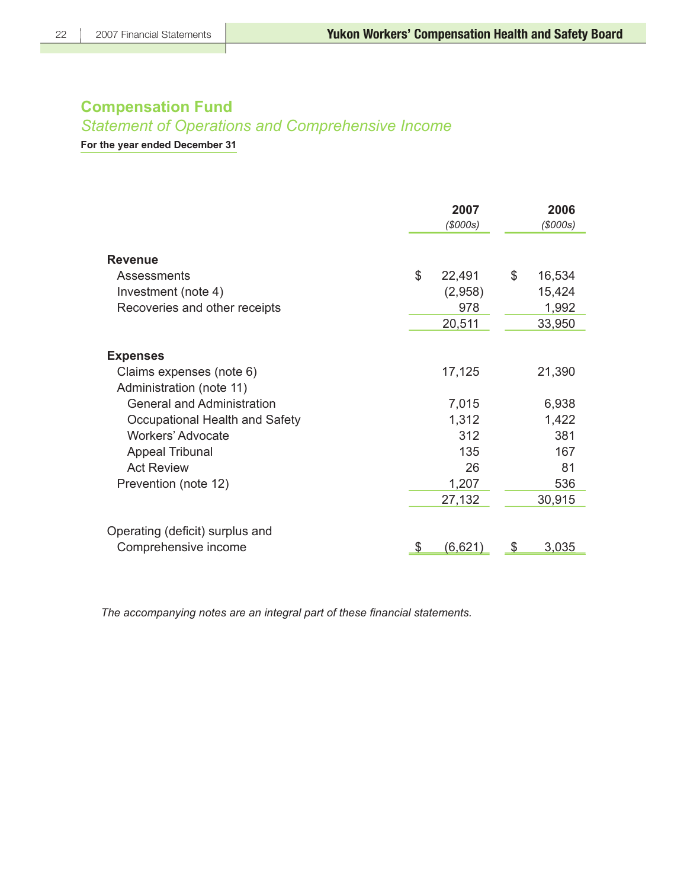## Compensation Fund

### *Statement of Operations and Comprehensive Income*

**For the year ended December 31**

| | 2007 *($000s)* | 2006 *($000s)* |
|---|---|---|
| **Revenue** | | |
| Assessments | $ 22,491 | $ 16,534 |
| Investment (note 4) | (2,958) | 15,424 |
| Recoveries and other receipts | 978 | 1,992 |
| | 20,511 | 33,950 |
| **Expenses** | | |
| Claims expenses (note 6) | 17,125 | 21,390 |
| Administration (note 11) | | |
| General and Administration | 7,015 | 6,938 |
| Occupational Health and Safety | 1,312 | 1,422 |
| Workers' Advocate | 312 | 381 |
| Appeal Tribunal | 135 | 167 |
| Act Review | 26 | 81 |
| Prevention (note 12) | 1,207 | 536 |
| | 27,132 | 30,915 |
| Operating (deficit) surplus and Comprehensive income | $ (6,621) | $ 3,035 |

*The accompanying notes are an integral part of these financial statements.*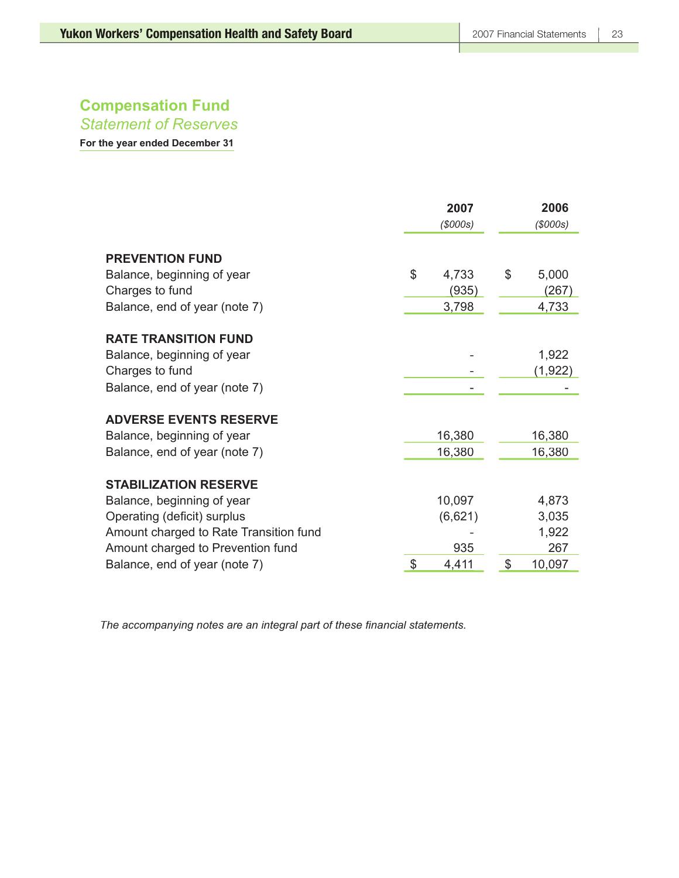# Compensation Fund

## *Statement of Reserves*

**For the year ended December 31**

| | 2007 | 2006 |
|---|---|---|
| | *($000s)* | *($000s)* |
| **PREVENTION FUND** | | |
| Balance, beginning of year | $ 4,733 | $ 5,000 |
| Charges to fund | (935) | (267) |
| Balance, end of year (note 7) | 3,798 | 4,733 |
| **RATE TRANSITION FUND** | | |
| Balance, beginning of year | - | 1,922 |
| Charges to fund | - | (1,922) |
| Balance, end of year (note 7) | - | - |
| **ADVERSE EVENTS RESERVE** | | |
| Balance, beginning of year | 16,380 | 16,380 |
| Balance, end of year (note 7) | 16,380 | 16,380 |
| **STABILIZATION RESERVE** | | |
| Balance, beginning of year | 10,097 | 4,873 |
| Operating (deficit) surplus | (6,621) | 3,035 |
| Amount charged to Rate Transition fund | - | 1,922 |
| Amount charged to Prevention fund | 935 | 267 |
| Balance, end of year (note 7) | $ 4,411 | $ 10,097 |

*The accompanying notes are an integral part of these financial statements.*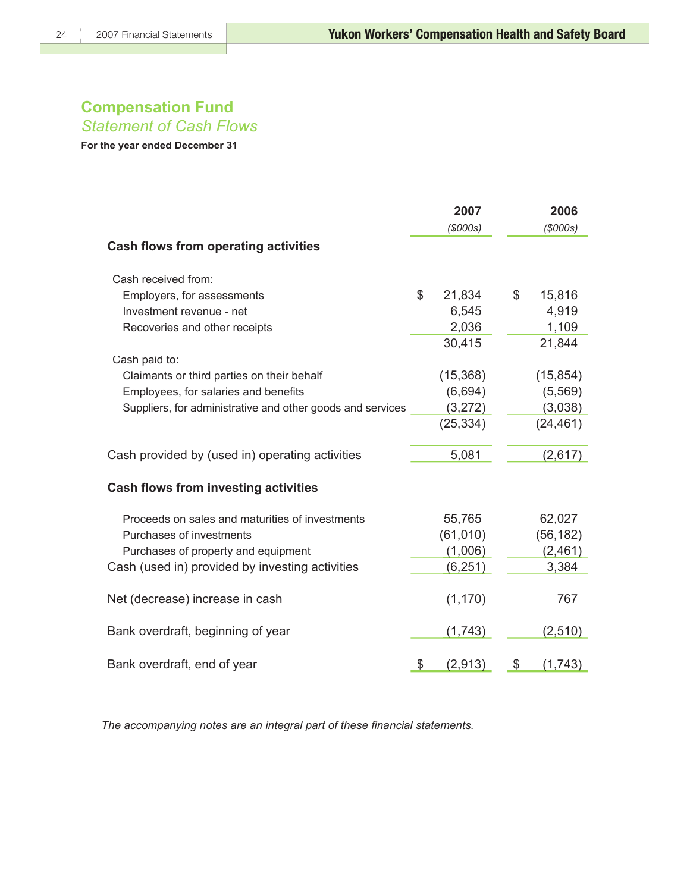# Compensation Fund

## *Statement of Cash Flows*

**For the year ended December 31**

| | 2007 | 2006 |
|---|---|---|
| | *($000s)* | *($000s)* |
| **Cash flows from operating activities** | | |
| Cash received from: | | |
| Employers, for assessments | $ 21,834 | $ 15,816 |
| Investment revenue - net | 6,545 | 4,919 |
| Recoveries and other receipts | 2,036 | 1,109 |
| | 30,415 | 21,844 |
| Cash paid to: | | |
| Claimants or third parties on their behalf | (15,368) | (15,854) |
| Employees, for salaries and benefits | (6,694) | (5,569) |
| Suppliers, for administrative and other goods and services | (3,272) | (3,038) |
| | (25,334) | (24,461) |
| Cash provided by (used in) operating activities | 5,081 | (2,617) |
| **Cash flows from investing activities** | | |
| Proceeds on sales and maturities of investments | 55,765 | 62,027 |
| Purchases of investments | (61,010) | (56,182) |
| Purchases of property and equipment | (1,006) | (2,461) |
| Cash (used in) provided by investing activities | (6,251) | 3,384 |
| Net (decrease) increase in cash | (1,170) | 767 |
| Bank overdraft, beginning of year | (1,743) | (2,510) |
| Bank overdraft, end of year | $ (2,913) | $ (1,743) |

*The accompanying notes are an integral part of these financial statements.*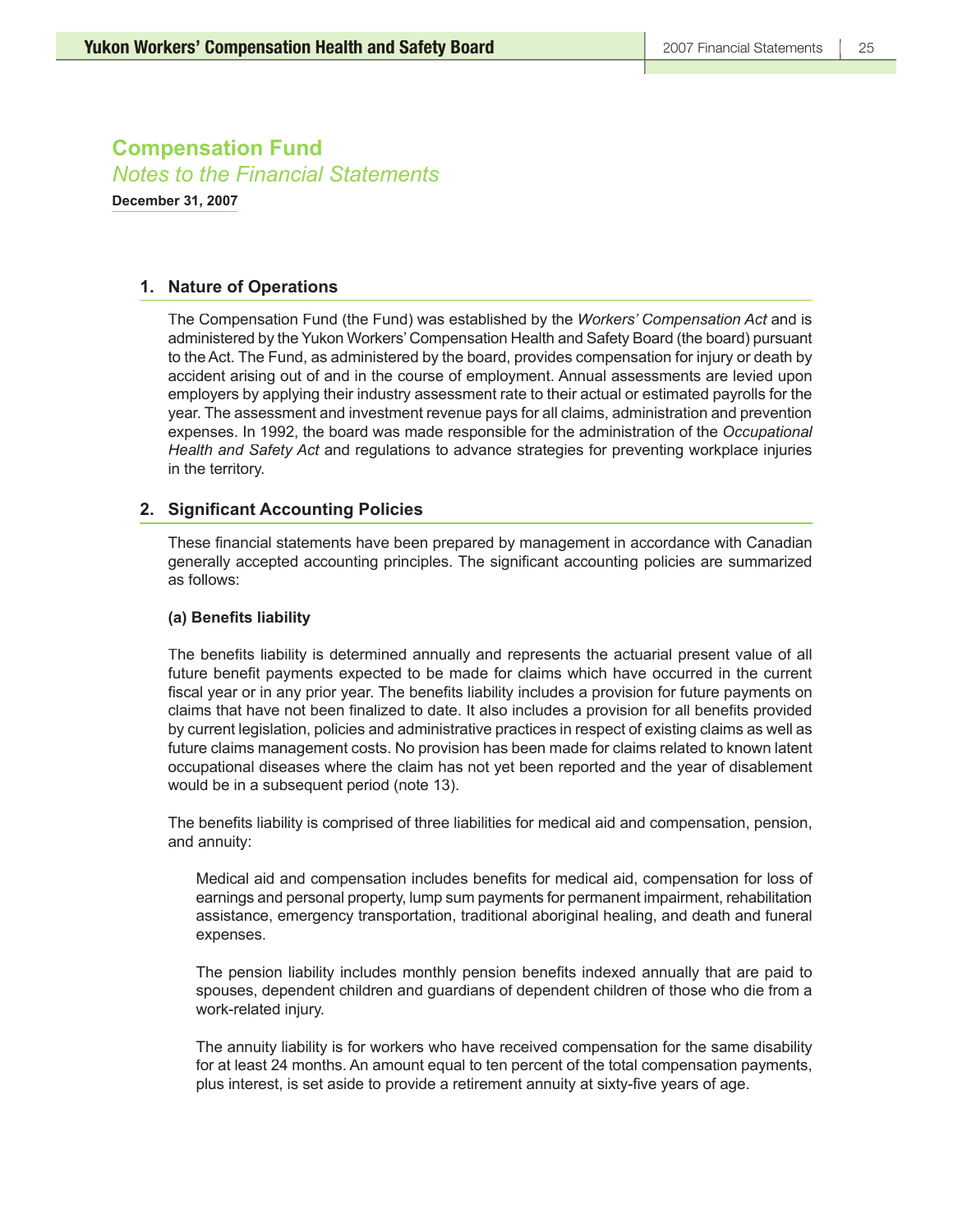# Compensation Fund

*Notes to the Financial Statements*

**December 31, 2007**

## 1. Nature of Operations

The Compensation Fund (the Fund) was established by the *Workers' Compensation Act* and is administered by the Yukon Workers' Compensation Health and Safety Board (the board) pursuant to the Act. The Fund, as administered by the board, provides compensation for injury or death by accident arising out of and in the course of employment. Annual assessments are levied upon employers by applying their industry assessment rate to their actual or estimated payrolls for the year. The assessment and investment revenue pays for all claims, administration and prevention expenses. In 1992, the board was made responsible for the administration of the *Occupational Health and Safety Act* and regulations to advance strategies for preventing workplace injuries in the territory.

## 2. Significant Accounting Policies

These financial statements have been prepared by management in accordance with Canadian generally accepted accounting principles. The significant accounting policies are summarized as follows:

**(a) Benefits liability**

The benefits liability is determined annually and represents the actuarial present value of all future benefit payments expected to be made for claims which have occurred in the current fiscal year or in any prior year. The benefits liability includes a provision for future payments on claims that have not been finalized to date. It also includes a provision for all benefits provided by current legislation, policies and administrative practices in respect of existing claims as well as future claims management costs. No provision has been made for claims related to known latent occupational diseases where the claim has not yet been reported and the year of disablement would be in a subsequent period (note 13).

The benefits liability is comprised of three liabilities for medical aid and compensation, pension, and annuity:

Medical aid and compensation includes benefits for medical aid, compensation for loss of earnings and personal property, lump sum payments for permanent impairment, rehabilitation assistance, emergency transportation, traditional aboriginal healing, and death and funeral expenses.

The pension liability includes monthly pension benefits indexed annually that are paid to spouses, dependent children and guardians of dependent children of those who die from a work-related injury.

The annuity liability is for workers who have received compensation for the same disability for at least 24 months. An amount equal to ten percent of the total compensation payments, plus interest, is set aside to provide a retirement annuity at sixty-five years of age.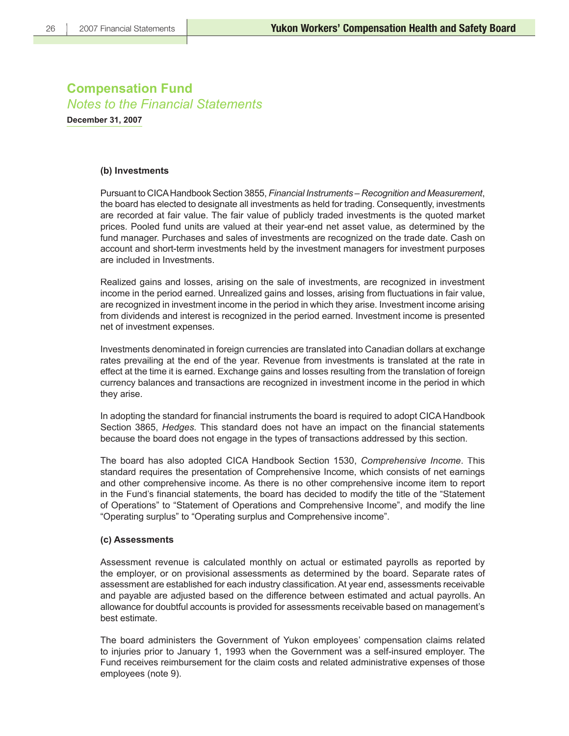## Compensation Fund

*Notes to the Financial Statements*

**December 31, 2007**

**(b) Investments**

Pursuant to CICA Handbook Section 3855, *Financial Instruments – Recognition and Measurement*, the board has elected to designate all investments as held for trading. Consequently, investments are recorded at fair value. The fair value of publicly traded investments is the quoted market prices. Pooled fund units are valued at their year-end net asset value, as determined by the fund manager. Purchases and sales of investments are recognized on the trade date. Cash on account and short-term investments held by the investment managers for investment purposes are included in Investments.

Realized gains and losses, arising on the sale of investments, are recognized in investment income in the period earned. Unrealized gains and losses, arising from fluctuations in fair value, are recognized in investment income in the period in which they arise. Investment income arising from dividends and interest is recognized in the period earned. Investment income is presented net of investment expenses.

Investments denominated in foreign currencies are translated into Canadian dollars at exchange rates prevailing at the end of the year. Revenue from investments is translated at the rate in effect at the time it is earned. Exchange gains and losses resulting from the translation of foreign currency balances and transactions are recognized in investment income in the period in which they arise.

In adopting the standard for financial instruments the board is required to adopt CICA Handbook Section 3865, *Hedges*. This standard does not have an impact on the financial statements because the board does not engage in the types of transactions addressed by this section.

The board has also adopted CICA Handbook Section 1530, *Comprehensive Income*. This standard requires the presentation of Comprehensive Income, which consists of net earnings and other comprehensive income. As there is no other comprehensive income item to report in the Fund's financial statements, the board has decided to modify the title of the "Statement of Operations" to "Statement of Operations and Comprehensive Income", and modify the line "Operating surplus" to "Operating surplus and Comprehensive income".

**(c) Assessments**

Assessment revenue is calculated monthly on actual or estimated payrolls as reported by the employer, or on provisional assessments as determined by the board. Separate rates of assessment are established for each industry classification. At year end, assessments receivable and payable are adjusted based on the difference between estimated and actual payrolls. An allowance for doubtful accounts is provided for assessments receivable based on management's best estimate.

The board administers the Government of Yukon employees' compensation claims related to injuries prior to January 1, 1993 when the Government was a self-insured employer. The Fund receives reimbursement for the claim costs and related administrative expenses of those employees (note 9).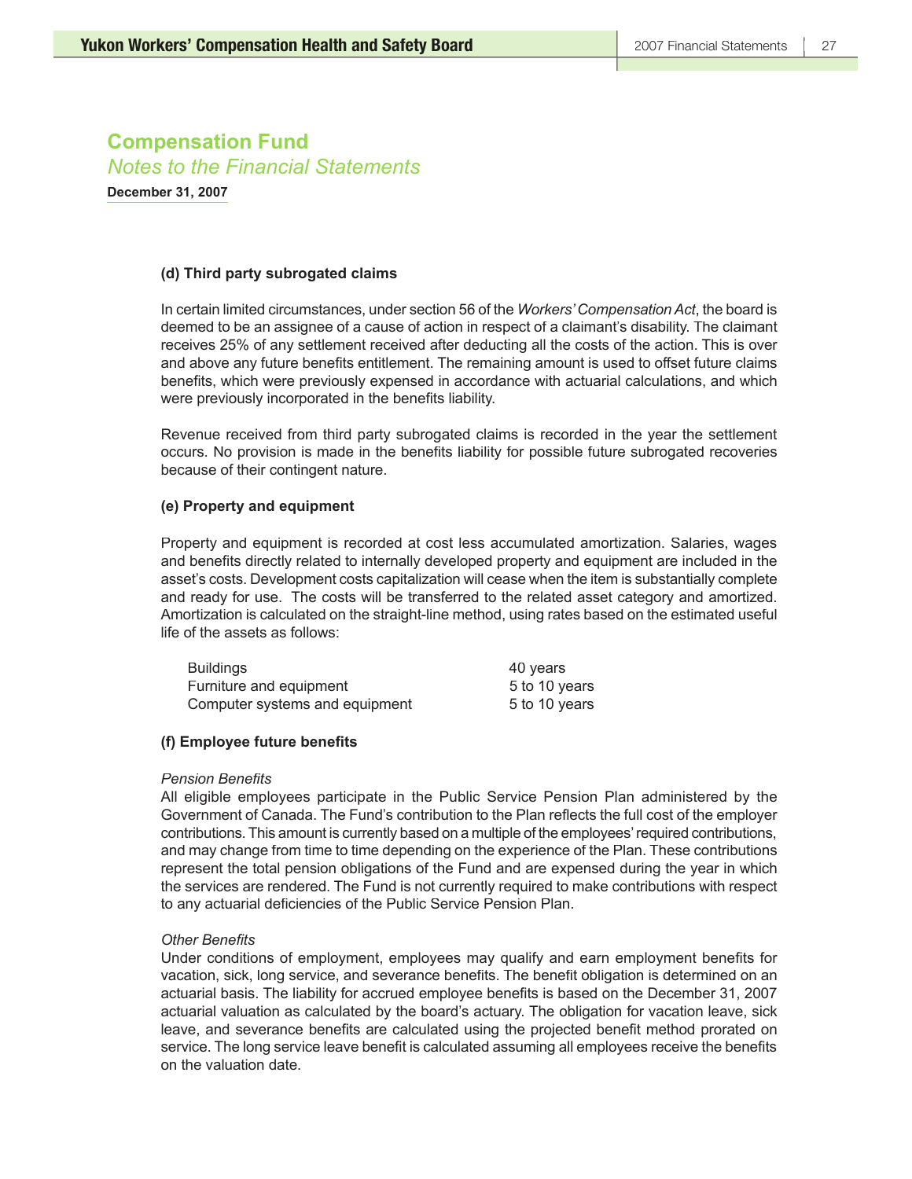# Compensation Fund

*Notes to the Financial Statements*

**December 31, 2007**

### (d) Third party subrogated claims

In certain limited circumstances, under section 56 of the *Workers' Compensation Act*, the board is deemed to be an assignee of a cause of action in respect of a claimant's disability. The claimant receives 25% of any settlement received after deducting all the costs of the action. This is over and above any future benefits entitlement. The remaining amount is used to offset future claims benefits, which were previously expensed in accordance with actuarial calculations, and which were previously incorporated in the benefits liability.

Revenue received from third party subrogated claims is recorded in the year the settlement occurs. No provision is made in the benefits liability for possible future subrogated recoveries because of their contingent nature.

### (e) Property and equipment

Property and equipment is recorded at cost less accumulated amortization. Salaries, wages and benefits directly related to internally developed property and equipment are included in the asset's costs. Development costs capitalization will cease when the item is substantially complete and ready for use. The costs will be transferred to the related asset category and amortized. Amortization is calculated on the straight-line method, using rates based on the estimated useful life of the assets as follows:

| | |
|---|---|
| Buildings | 40 years |
| Furniture and equipment | 5 to 10 years |
| Computer systems and equipment | 5 to 10 years |

### (f) Employee future benefits

*Pension Benefits*

All eligible employees participate in the Public Service Pension Plan administered by the Government of Canada. The Fund's contribution to the Plan reflects the full cost of the employer contributions. This amount is currently based on a multiple of the employees' required contributions, and may change from time to time depending on the experience of the Plan. These contributions represent the total pension obligations of the Fund and are expensed during the year in which the services are rendered. The Fund is not currently required to make contributions with respect to any actuarial deficiencies of the Public Service Pension Plan.

*Other Benefits*

Under conditions of employment, employees may qualify and earn employment benefits for vacation, sick, long service, and severance benefits. The benefit obligation is determined on an actuarial basis. The liability for accrued employee benefits is based on the December 31, 2007 actuarial valuation as calculated by the board's actuary. The obligation for vacation leave, sick leave, and severance benefits are calculated using the projected benefit method prorated on service. The long service leave benefit is calculated assuming all employees receive the benefits on the valuation date.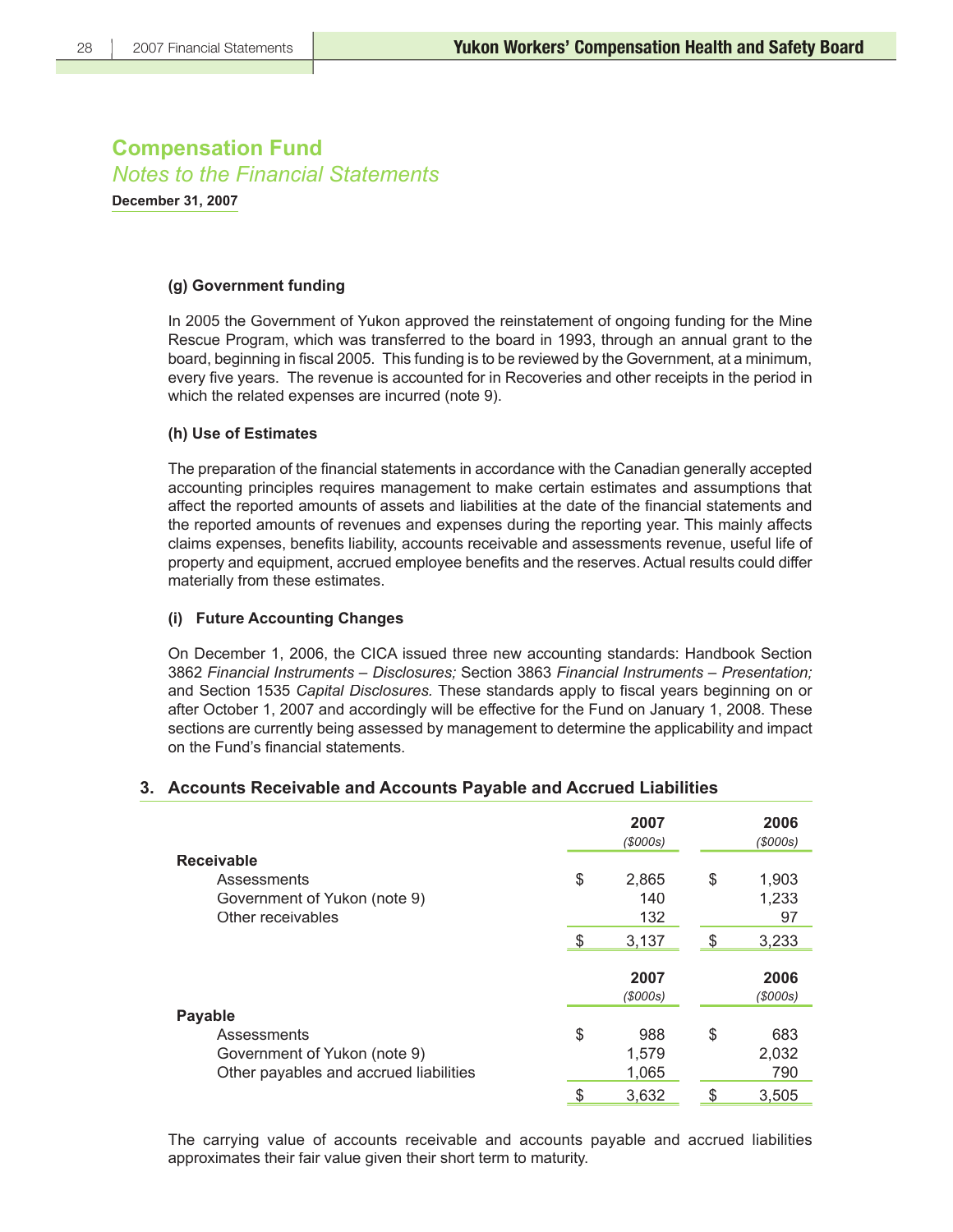# Compensation Fund

## *Notes to the Financial Statements*

**December 31, 2007**

#### (g) Government funding

In 2005 the Government of Yukon approved the reinstatement of ongoing funding for the Mine Rescue Program, which was transferred to the board in 1993, through an annual grant to the board, beginning in fiscal 2005. This funding is to be reviewed by the Government, at a minimum, every five years. The revenue is accounted for in Recoveries and other receipts in the period in which the related expenses are incurred (note 9).

#### (h) Use of Estimates

The preparation of the financial statements in accordance with the Canadian generally accepted accounting principles requires management to make certain estimates and assumptions that affect the reported amounts of assets and liabilities at the date of the financial statements and the reported amounts of revenues and expenses during the reporting year. This mainly affects claims expenses, benefits liability, accounts receivable and assessments revenue, useful life of property and equipment, accrued employee benefits and the reserves. Actual results could differ materially from these estimates.

#### (i) Future Accounting Changes

On December 1, 2006, the CICA issued three new accounting standards: Handbook Section 3862 *Financial Instruments – Disclosures;* Section 3863 *Financial Instruments – Presentation;* and Section 1535 *Capital Disclosures.* These standards apply to fiscal years beginning on or after October 1, 2007 and accordingly will be effective for the Fund on January 1, 2008. These sections are currently being assessed by management to determine the applicability and impact on the Fund's financial statements.

### 3. Accounts Receivable and Accounts Payable and Accrued Liabilities

| | 2007 *($000s)* | 2006 *($000s)* |
|---|---|---|
| **Receivable** | | |
| Assessments | $ 2,865 | $ 1,903 |
| Government of Yukon (note 9) | 140 | 1,233 |
| Other receivables | 132 | 97 |
| | $ 3,137 | $ 3,233 |

| | 2007 *($000s)* | 2006 *($000s)* |
|---|---|---|
| **Payable** | | |
| Assessments | $ 988 | $ 683 |
| Government of Yukon (note 9) | 1,579 | 2,032 |
| Other payables and accrued liabilities | 1,065 | 790 |
| | $ 3,632 | $ 3,505 |

The carrying value of accounts receivable and accounts payable and accrued liabilities approximates their fair value given their short term to maturity.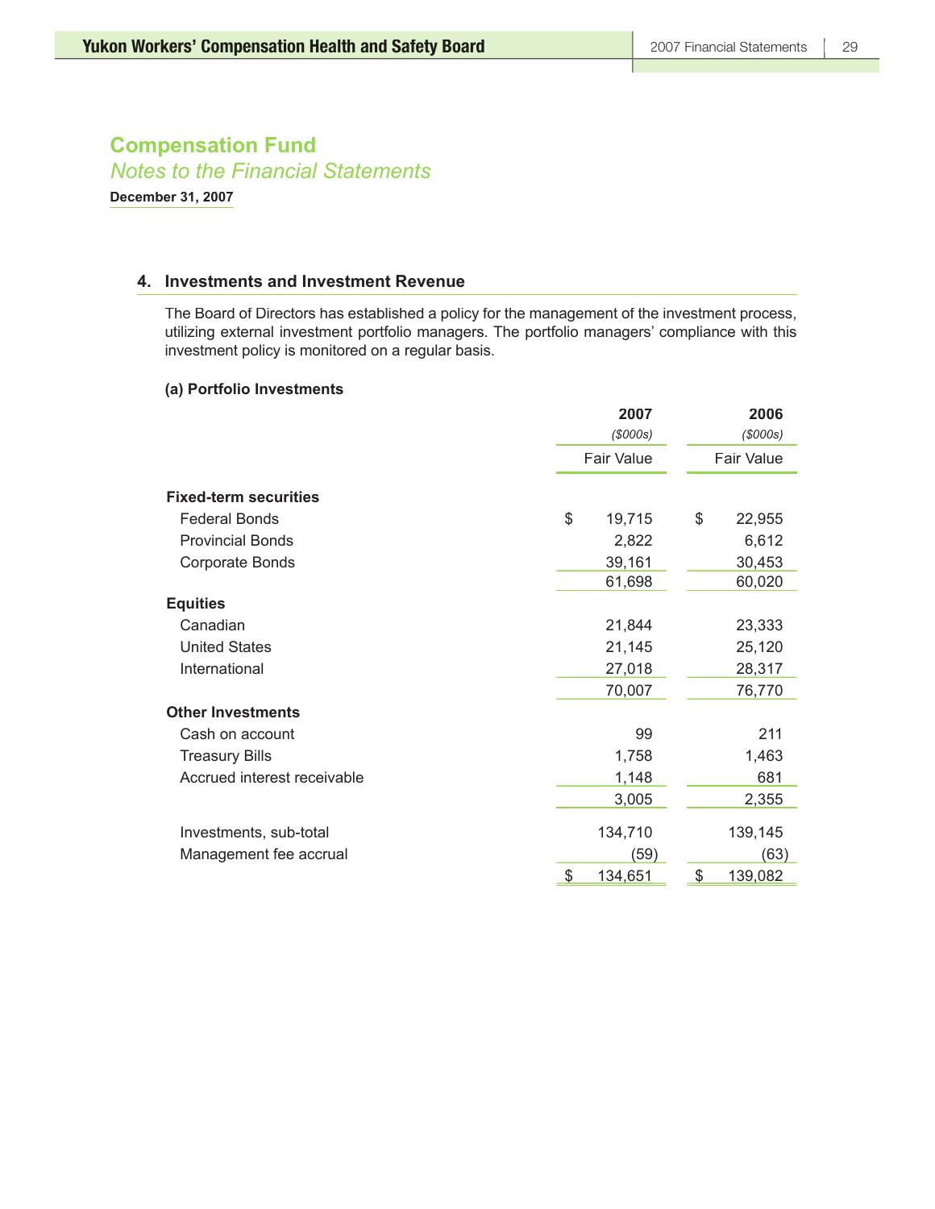# Compensation Fund

*Notes to the Financial Statements*

**December 31, 2007**

## 4. Investments and Investment Revenue

The Board of Directors has established a policy for the management of the investment process, utilizing external investment portfolio managers. The portfolio managers' compliance with this investment policy is monitored on a regular basis.

### (a) Portfolio Investments

| | 2007 ($000s) Fair Value | 2006 ($000s) Fair Value |
|---|---|---|
| **Fixed-term securities** | | |
| Federal Bonds | $ 19,715 | $ 22,955 |
| Provincial Bonds | 2,822 | 6,612 |
| Corporate Bonds | 39,161 | 30,453 |
| | 61,698 | 60,020 |
| **Equities** | | |
| Canadian | 21,844 | 23,333 |
| United States | 21,145 | 25,120 |
| International | 27,018 | 28,317 |
| | 70,007 | 76,770 |
| **Other Investments** | | |
| Cash on account | 99 | 211 |
| Treasury Bills | 1,758 | 1,463 |
| Accrued interest receivable | 1,148 | 681 |
| | 3,005 | 2,355 |
| Investments, sub-total | 134,710 | 139,145 |
| Management fee accrual | (59) | (63) |
| | $ 134,651 | $ 139,082 |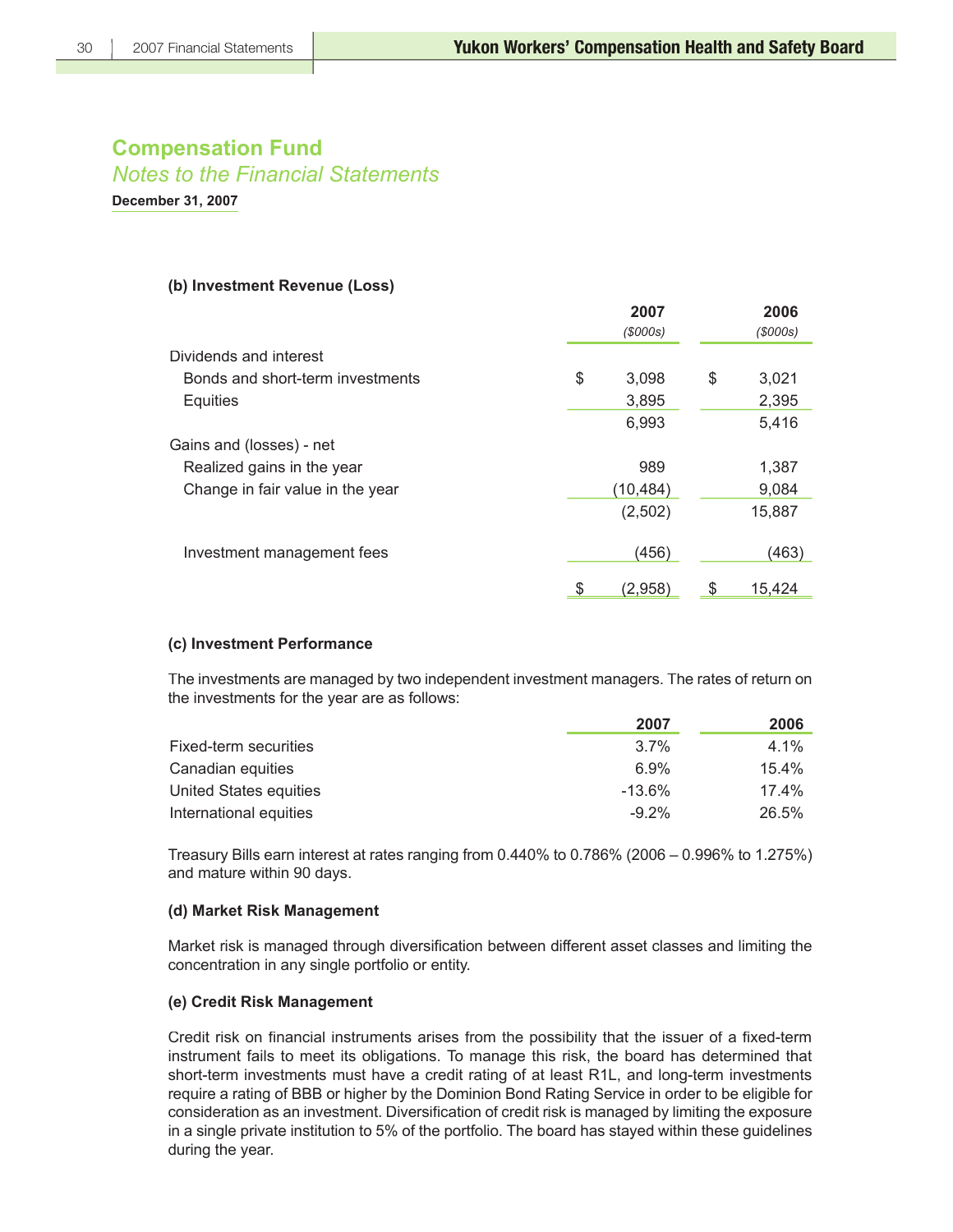## Compensation Fund

### *Notes to the Financial Statements*

**December 31, 2007**

**(b) Investment Revenue (Loss)**

| | 2007 *($000s)* | 2006 *($000s)* |
|---|---|---|
| Dividends and interest | | |
| Bonds and short-term investments | $ 3,098 | $ 3,021 |
| Equities | 3,895 | 2,395 |
| | 6,993 | 5,416 |
| Gains and (losses) - net | | |
| Realized gains in the year | 989 | 1,387 |
| Change in fair value in the year | (10,484) | 9,084 |
| | (2,502) | 15,887 |
| Investment management fees | (456) | (463) |
| | $ (2,958) | $ 15,424 |

**(c) Investment Performance**

The investments are managed by two independent investment managers. The rates of return on the investments for the year are as follows:

| | 2007 | 2006 |
|---|---|---|
| Fixed-term securities | 3.7% | 4.1% |
| Canadian equities | 6.9% | 15.4% |
| United States equities | -13.6% | 17.4% |
| International equities | -9.2% | 26.5% |

Treasury Bills earn interest at rates ranging from 0.440% to 0.786% (2006 – 0.996% to 1.275%) and mature within 90 days.

**(d) Market Risk Management**

Market risk is managed through diversification between different asset classes and limiting the concentration in any single portfolio or entity.

**(e) Credit Risk Management**

Credit risk on financial instruments arises from the possibility that the issuer of a fixed-term instrument fails to meet its obligations. To manage this risk, the board has determined that short-term investments must have a credit rating of at least R1L, and long-term investments require a rating of BBB or higher by the Dominion Bond Rating Service in order to be eligible for consideration as an investment. Diversification of credit risk is managed by limiting the exposure in a single private institution to 5% of the portfolio. The board has stayed within these guidelines during the year.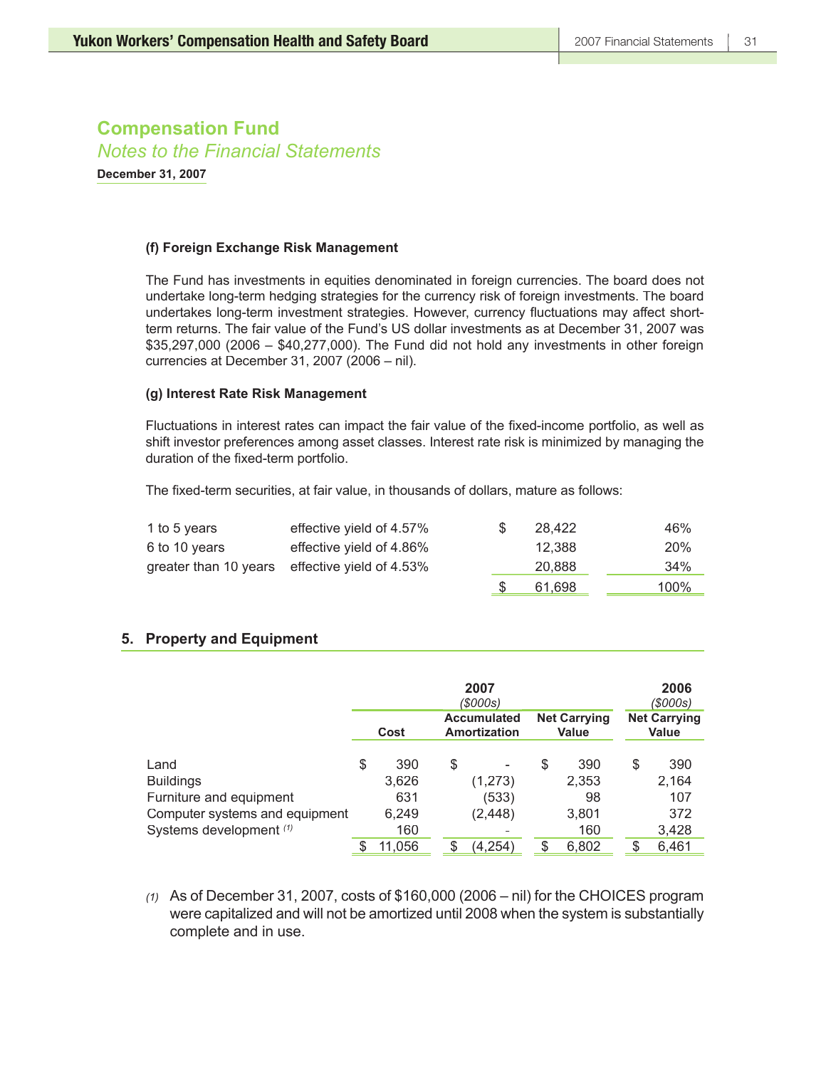## Compensation Fund
*Notes to the Financial Statements*

**December 31, 2007**

**(f) Foreign Exchange Risk Management**

The Fund has investments in equities denominated in foreign currencies. The board does not undertake long-term hedging strategies for the currency risk of foreign investments. The board undertakes long-term investment strategies. However, currency fluctuations may affect short-term returns. The fair value of the Fund's US dollar investments as at December 31, 2007 was $35,297,000 (2006 – $40,277,000). The Fund did not hold any investments in other foreign currencies at December 31, 2007 (2006 – nil).

**(g) Interest Rate Risk Management**

Fluctuations in interest rates can impact the fair value of the fixed-income portfolio, as well as shift investor preferences among asset classes. Interest rate risk is minimized by managing the duration of the fixed-term portfolio.

The fixed-term securities, at fair value, in thousands of dollars, mature as follows:

| | | | |
|---|---|---|---|
| 1 to 5 years | effective yield of 4.57% | $ 28,422 | 46% |
| 6 to 10 years | effective yield of 4.86% | 12,388 | 20% |
| greater than 10 years | effective yield of 4.53% | 20,888 | 34% |
| | | $ 61,698 | 100% |

### 5. Property and Equipment

| | 2007 ($000s) | | | 2006 ($000s) |
|---|---|---|---|---|
| | Cost | Accumulated Amortization | Net Carrying Value | Net Carrying Value |
| Land | $ 390 | $ - | $ 390 | $ 390 |
| Buildings | 3,626 | (1,273) | 2,353 | 2,164 |
| Furniture and equipment | 631 | (533) | 98 | 107 |
| Computer systems and equipment | 6,249 | (2,448) | 3,801 | 372 |
| Systems development [(1)] | 160 | - | 160 | 3,428 |
| | $ 11,056 | $ (4,254) | $ 6,802 | $ 6,461 |

*(1)* As of December 31, 2007, costs of $160,000 (2006 – nil) for the CHOICES program were capitalized and will not be amortized until 2008 when the system is substantially complete and in use.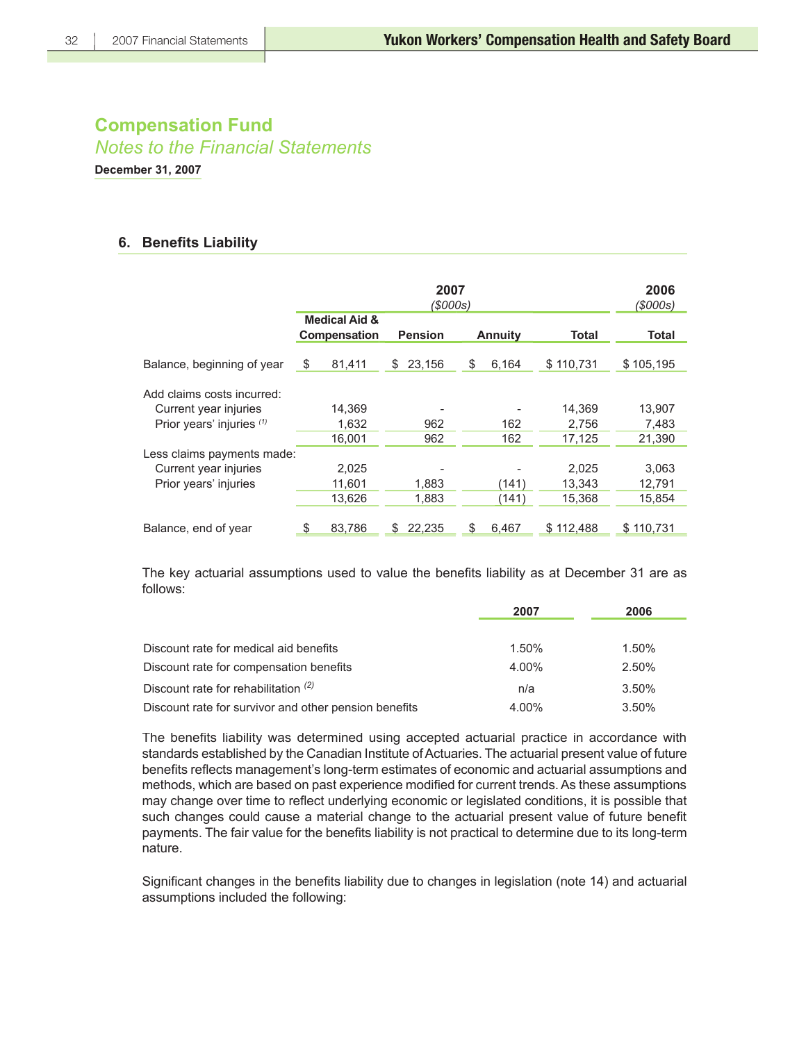# Compensation Fund

*Notes to the Financial Statements*

**December 31, 2007**

## 6. Benefits Liability

| | 2007 ($000s) | | | | 2006 ($000s) |
|---|---|---|---|---|---|
| | Medical Aid & Compensation | Pension | Annuity | Total | Total |
| Balance, beginning of year | $ 81,411 | $ 23,156 | $ 6,164 | $ 110,731 | $ 105,195 |
| Add claims costs incurred: | | | | | |
| Current year injuries | 14,369 | - | - | 14,369 | 13,907 |
| Prior years' injuries [(1)] | 1,632 | 962 | 162 | 2,756 | 7,483 |
| | 16,001 | 962 | 162 | 17,125 | 21,390 |
| Less claims payments made: | | | | | |
| Current year injuries | 2,025 | - | - | 2,025 | 3,063 |
| Prior years' injuries | 11,601 | 1,883 | (141) | 13,343 | 12,791 |
| | 13,626 | 1,883 | (141) | 15,368 | 15,854 |
| Balance, end of year | $ 83,786 | $ 22,235 | $ 6,467 | $ 112,488 | $ 110,731 |

The key actuarial assumptions used to value the benefits liability as at December 31 are as follows:

| | 2007 | 2006 |
|---|---|---|
| Discount rate for medical aid benefits | 1.50% | 1.50% |
| Discount rate for compensation benefits | 4.00% | 2.50% |
| Discount rate for rehabilitation [(2)] | n/a | 3.50% |
| Discount rate for survivor and other pension benefits | 4.00% | 3.50% |

The benefits liability was determined using accepted actuarial practice in accordance with standards established by the Canadian Institute of Actuaries. The actuarial present value of future benefits reflects management's long-term estimates of economic and actuarial assumptions and methods, which are based on past experience modified for current trends. As these assumptions may change over time to reflect underlying economic or legislated conditions, it is possible that such changes could cause a material change to the actuarial present value of future benefit payments. The fair value for the benefits liability is not practical to determine due to its long-term nature.

Significant changes in the benefits liability due to changes in legislation (note 14) and actuarial assumptions included the following: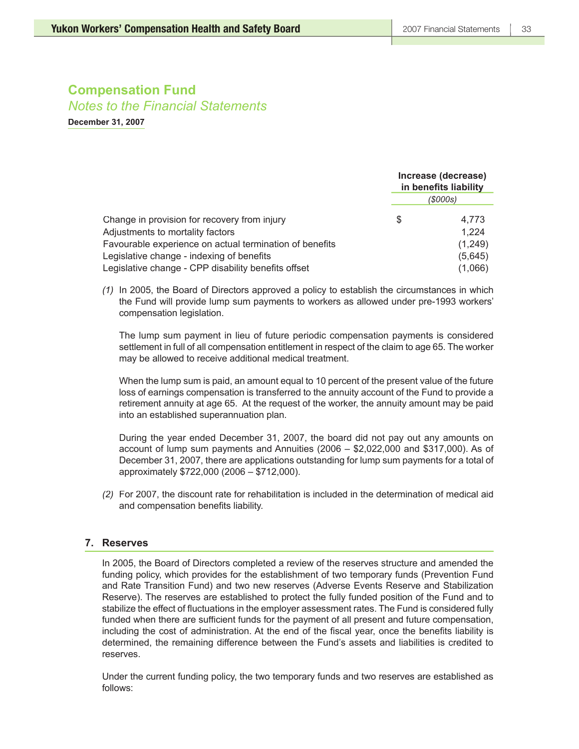# Compensation Fund

*Notes to the Financial Statements*

**December 31, 2007**

| | Increase (decrease) in benefits liability |
|---|---|
| | *($000s)* |
| Change in provision for recovery from injury | $ 4,773 |
| Adjustments to mortality factors | 1,224 |
| Favourable experience on actual termination of benefits | (1,249) |
| Legislative change - indexing of benefits | (5,645) |
| Legislative change - CPP disability benefits offset | (1,066) |

*(1)* In 2005, the Board of Directors approved a policy to establish the circumstances in which the Fund will provide lump sum payments to workers as allowed under pre-1993 workers' compensation legislation.

The lump sum payment in lieu of future periodic compensation payments is considered settlement in full of all compensation entitlement in respect of the claim to age 65. The worker may be allowed to receive additional medical treatment.

When the lump sum is paid, an amount equal to 10 percent of the present value of the future loss of earnings compensation is transferred to the annuity account of the Fund to provide a retirement annuity at age 65. At the request of the worker, the annuity amount may be paid into an established superannuation plan.

During the year ended December 31, 2007, the board did not pay out any amounts on account of lump sum payments and Annuities (2006 – $2,022,000 and $317,000). As of December 31, 2007, there are applications outstanding for lump sum payments for a total of approximately $722,000 (2006 – $712,000).

*(2)* For 2007, the discount rate for rehabilitation is included in the determination of medical aid and compensation benefits liability.

## 7. Reserves

In 2005, the Board of Directors completed a review of the reserves structure and amended the funding policy, which provides for the establishment of two temporary funds (Prevention Fund and Rate Transition Fund) and two new reserves (Adverse Events Reserve and Stabilization Reserve). The reserves are established to protect the fully funded position of the Fund and to stabilize the effect of fluctuations in the employer assessment rates. The Fund is considered fully funded when there are sufficient funds for the payment of all present and future compensation, including the cost of administration. At the end of the fiscal year, once the benefits liability is determined, the remaining difference between the Fund's assets and liabilities is credited to reserves.

Under the current funding policy, the two temporary funds and two reserves are established as follows: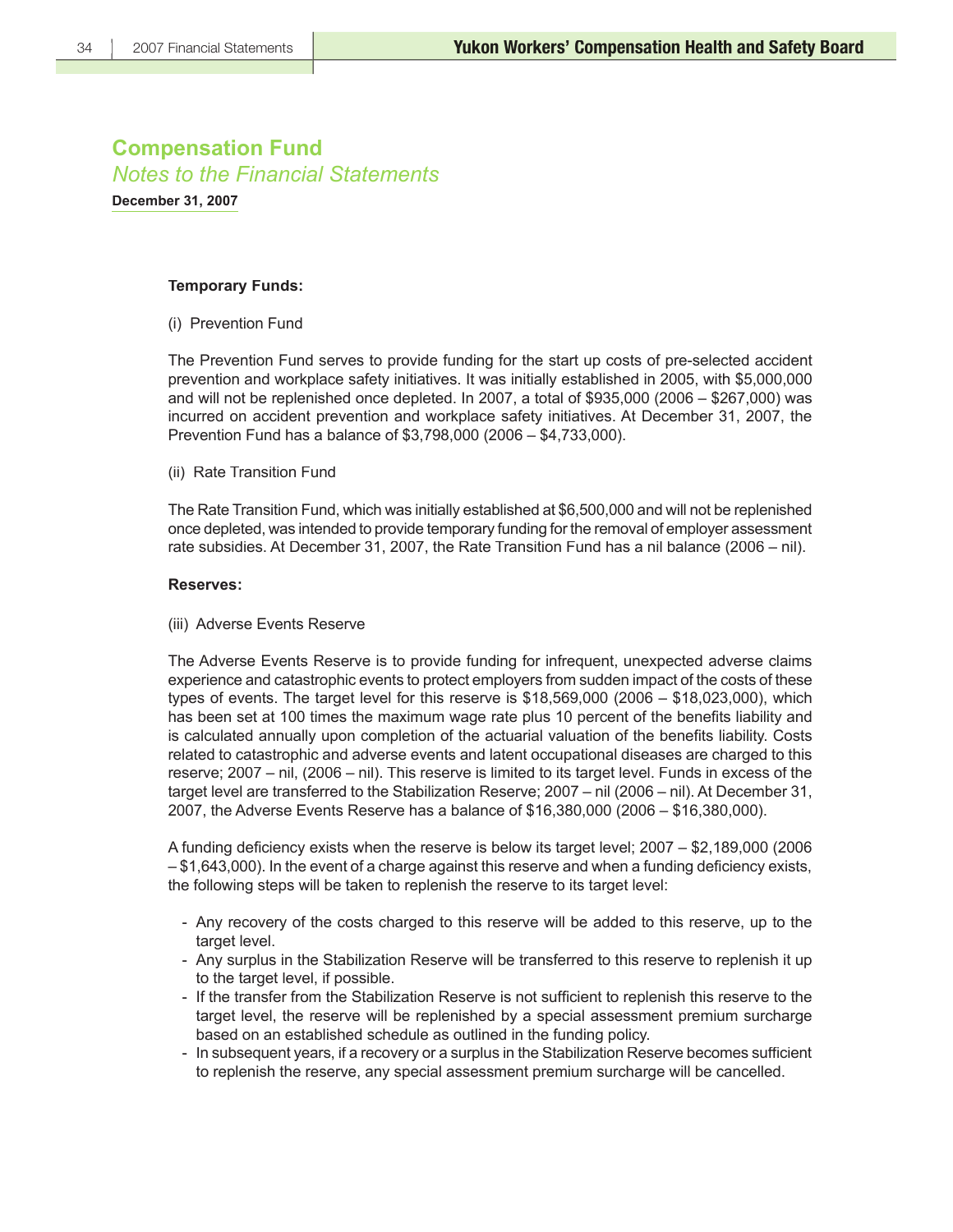# Compensation Fund

*Notes to the Financial Statements*

**December 31, 2007**

**Temporary Funds:**

(i) Prevention Fund

The Prevention Fund serves to provide funding for the start up costs of pre-selected accident prevention and workplace safety initiatives. It was initially established in 2005, with $5,000,000 and will not be replenished once depleted. In 2007, a total of $935,000 (2006 – $267,000) was incurred on accident prevention and workplace safety initiatives. At December 31, 2007, the Prevention Fund has a balance of $3,798,000 (2006 – $4,733,000).

(ii) Rate Transition Fund

The Rate Transition Fund, which was initially established at $6,500,000 and will not be replenished once depleted, was intended to provide temporary funding for the removal of employer assessment rate subsidies. At December 31, 2007, the Rate Transition Fund has a nil balance (2006 – nil).

**Reserves:**

(iii) Adverse Events Reserve

The Adverse Events Reserve is to provide funding for infrequent, unexpected adverse claims experience and catastrophic events to protect employers from sudden impact of the costs of these types of events. The target level for this reserve is $18,569,000 (2006 – $18,023,000), which has been set at 100 times the maximum wage rate plus 10 percent of the benefits liability and is calculated annually upon completion of the actuarial valuation of the benefits liability. Costs related to catastrophic and adverse events and latent occupational diseases are charged to this reserve; 2007 – nil, (2006 – nil). This reserve is limited to its target level. Funds in excess of the target level are transferred to the Stabilization Reserve; 2007 – nil (2006 – nil). At December 31, 2007, the Adverse Events Reserve has a balance of $16,380,000 (2006 – $16,380,000).

A funding deficiency exists when the reserve is below its target level; 2007 – $2,189,000 (2006 – $1,643,000). In the event of a charge against this reserve and when a funding deficiency exists, the following steps will be taken to replenish the reserve to its target level:

- Any recovery of the costs charged to this reserve will be added to this reserve, up to the target level.
- Any surplus in the Stabilization Reserve will be transferred to this reserve to replenish it up to the target level, if possible.
- If the transfer from the Stabilization Reserve is not sufficient to replenish this reserve to the target level, the reserve will be replenished by a special assessment premium surcharge based on an established schedule as outlined in the funding policy.
- In subsequent years, if a recovery or a surplus in the Stabilization Reserve becomes sufficient to replenish the reserve, any special assessment premium surcharge will be cancelled.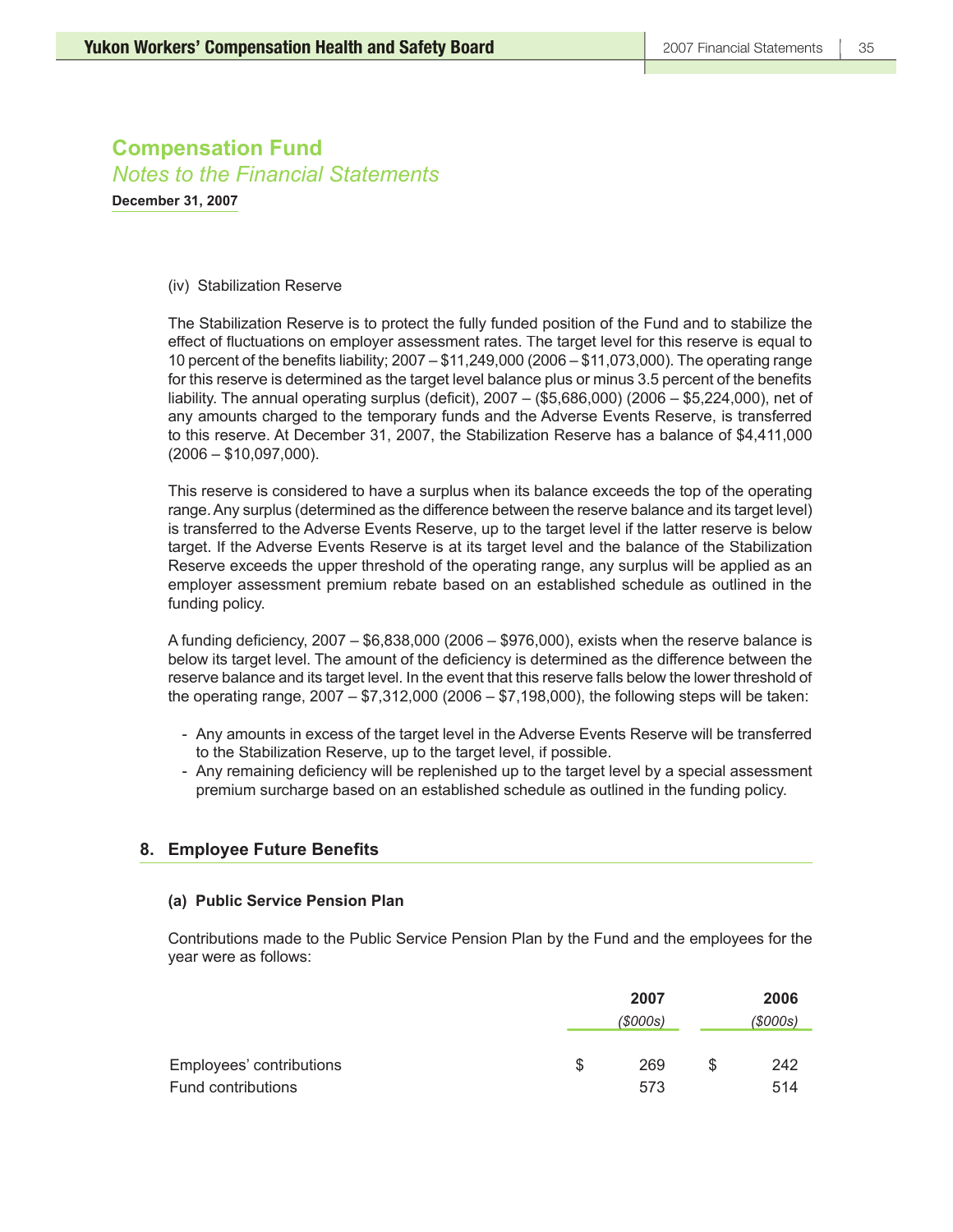# Compensation Fund

*Notes to the Financial Statements*

**December 31, 2007**

(iv) Stabilization Reserve

The Stabilization Reserve is to protect the fully funded position of the Fund and to stabilize the effect of fluctuations on employer assessment rates. The target level for this reserve is equal to 10 percent of the benefits liability; 2007 – $11,249,000 (2006 – $11,073,000). The operating range for this reserve is determined as the target level balance plus or minus 3.5 percent of the benefits liability. The annual operating surplus (deficit), 2007 – ($5,686,000) (2006 – $5,224,000), net of any amounts charged to the temporary funds and the Adverse Events Reserve, is transferred to this reserve. At December 31, 2007, the Stabilization Reserve has a balance of $4,411,000 (2006 – $10,097,000).

This reserve is considered to have a surplus when its balance exceeds the top of the operating range. Any surplus (determined as the difference between the reserve balance and its target level) is transferred to the Adverse Events Reserve, up to the target level if the latter reserve is below target. If the Adverse Events Reserve is at its target level and the balance of the Stabilization Reserve exceeds the upper threshold of the operating range, any surplus will be applied as an employer assessment premium rebate based on an established schedule as outlined in the funding policy.

A funding deficiency, 2007 – $6,838,000 (2006 – $976,000), exists when the reserve balance is below its target level. The amount of the deficiency is determined as the difference between the reserve balance and its target level. In the event that this reserve falls below the lower threshold of the operating range, 2007 – $7,312,000 (2006 – $7,198,000), the following steps will be taken:

- Any amounts in excess of the target level in the Adverse Events Reserve will be transferred to the Stabilization Reserve, up to the target level, if possible.
- Any remaining deficiency will be replenished up to the target level by a special assessment premium surcharge based on an established schedule as outlined in the funding policy.

## 8. Employee Future Benefits

### (a) Public Service Pension Plan

Contributions made to the Public Service Pension Plan by the Fund and the employees for the year were as follows:

| | 2007 *($000s)* | 2006 *($000s)* |
|---|---|---|
| Employees' contributions | $ 269 | $ 242 |
| Fund contributions | 573 | 514 |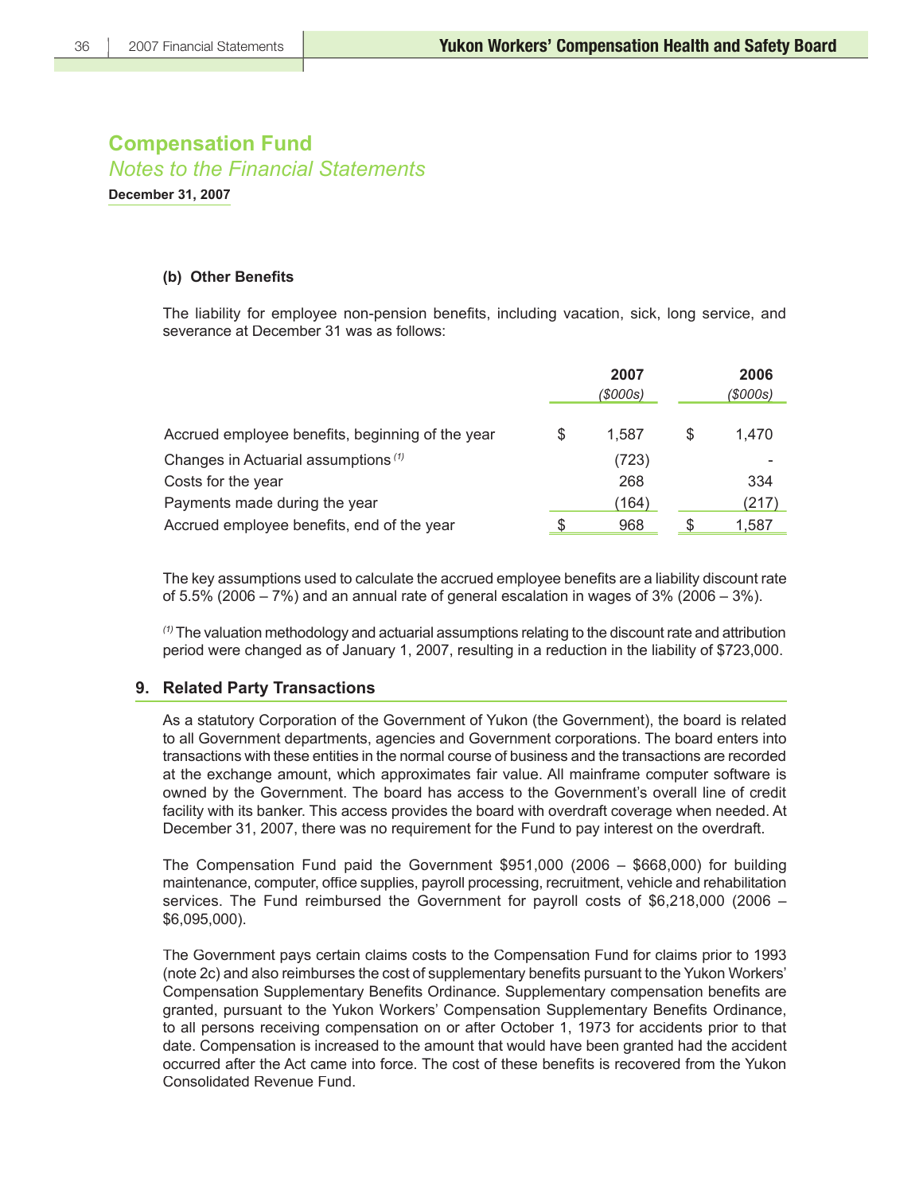# Compensation Fund

*Notes to the Financial Statements*

**December 31, 2007**

### (b) Other Benefits

The liability for employee non-pension benefits, including vacation, sick, long service, and severance at December 31 was as follows:

| | 2007 ($000s) | 2006 ($000s) |
|---|---|---|
| Accrued employee benefits, beginning of the year | $ 1,587 | $ 1,470 |
| Changes in Actuarial assumptions [(1)] | (723) | - |
| Costs for the year | 268 | 334 |
| Payments made during the year | (164) | (217) |
| Accrued employee benefits, end of the year | $ 968 | $ 1,587 |

The key assumptions used to calculate the accrued employee benefits are a liability discount rate of 5.5% (2006 – 7%) and an annual rate of general escalation in wages of 3% (2006 – 3%).

[(1)] The valuation methodology and actuarial assumptions relating to the discount rate and attribution period were changed as of January 1, 2007, resulting in a reduction in the liability of $723,000.

## 9. Related Party Transactions

As a statutory Corporation of the Government of Yukon (the Government), the board is related to all Government departments, agencies and Government corporations. The board enters into transactions with these entities in the normal course of business and the transactions are recorded at the exchange amount, which approximates fair value. All mainframe computer software is owned by the Government. The board has access to the Government's overall line of credit facility with its banker. This access provides the board with overdraft coverage when needed. At December 31, 2007, there was no requirement for the Fund to pay interest on the overdraft.

The Compensation Fund paid the Government $951,000 (2006 – $668,000) for building maintenance, computer, office supplies, payroll processing, recruitment, vehicle and rehabilitation services. The Fund reimbursed the Government for payroll costs of $6,218,000 (2006 – $6,095,000).

The Government pays certain claims costs to the Compensation Fund for claims prior to 1993 (note 2c) and also reimburses the cost of supplementary benefits pursuant to the Yukon Workers' Compensation Supplementary Benefits Ordinance. Supplementary compensation benefits are granted, pursuant to the Yukon Workers' Compensation Supplementary Benefits Ordinance, to all persons receiving compensation on or after October 1, 1973 for accidents prior to that date. Compensation is increased to the amount that would have been granted had the accident occurred after the Act came into force. The cost of these benefits is recovered from the Yukon Consolidated Revenue Fund.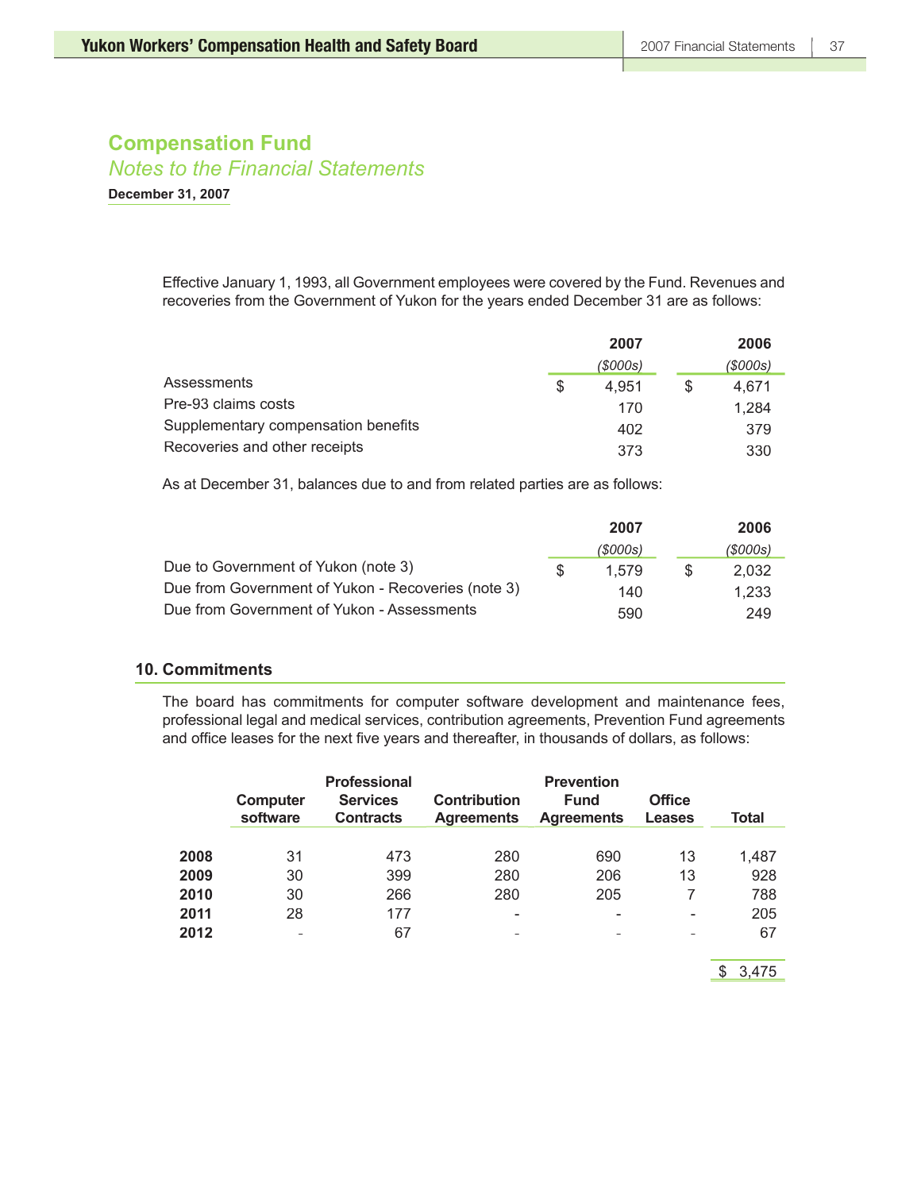# Compensation Fund

*Notes to the Financial Statements*

**December 31, 2007**

Effective January 1, 1993, all Government employees were covered by the Fund. Revenues and recoveries from the Government of Yukon for the years ended December 31 are as follows:

| | 2007 ($000s) | 2006 ($000s) |
|---|---|---|
| Assessments | $ 4,951 | $ 4,671 |
| Pre-93 claims costs | 170 | 1,284 |
| Supplementary compensation benefits | 402 | 379 |
| Recoveries and other receipts | 373 | 330 |

As at December 31, balances due to and from related parties are as follows:

| | 2007 ($000s) | 2006 ($000s) |
|---|---|---|
| Due to Government of Yukon (note 3) | $ 1,579 | $ 2,032 |
| Due from Government of Yukon - Recoveries (note 3) | 140 | 1,233 |
| Due from Government of Yukon - Assessments | 590 | 249 |

## 10. Commitments

The board has commitments for computer software development and maintenance fees, professional legal and medical services, contribution agreements, Prevention Fund agreements and office leases for the next five years and thereafter, in thousands of dollars, as follows:

| | Computer software | Professional Services Contracts | Contribution Agreements | Prevention Fund Agreements | Office Leases | Total |
|---|---|---|---|---|---|---|
| **2008** | 31 | 473 | 280 | 690 | 13 | 1,487 |
| **2009** | 30 | 399 | 280 | 206 | 13 | 928 |
| **2010** | 30 | 266 | 280 | 205 | 7 | 788 |
| **2011** | 28 | 177 | - | - | - | 205 |
| **2012** | - | 67 | - | - | - | 67 |
| | | | | | | $ 3,475 |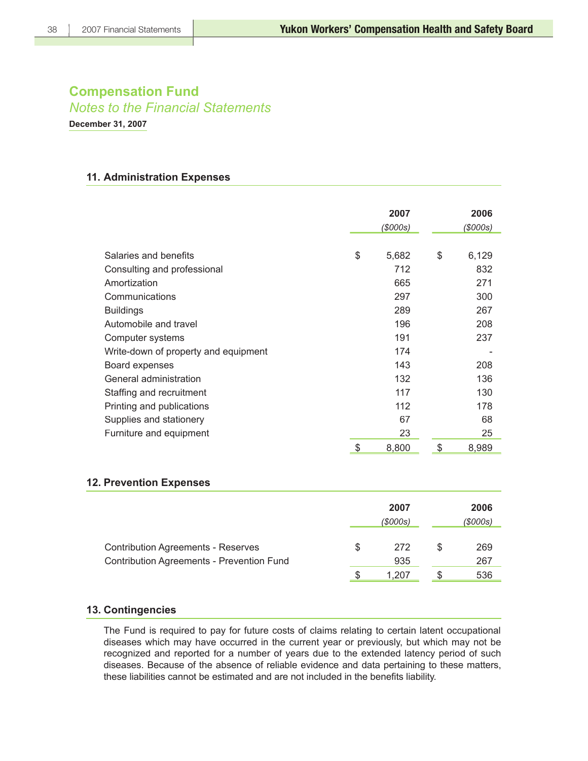# Compensation Fund

*Notes to the Financial Statements*

**December 31, 2007**

### 11. Administration Expenses

| | 2007 ($000s) | 2006 ($000s) |
|---|---|---|
| Salaries and benefits | $ 5,682 | $ 6,129 |
| Consulting and professional | 712 | 832 |
| Amortization | 665 | 271 |
| Communications | 297 | 300 |
| Buildings | 289 | 267 |
| Automobile and travel | 196 | 208 |
| Computer systems | 191 | 237 |
| Write-down of property and equipment | 174 | - |
| Board expenses | 143 | 208 |
| General administration | 132 | 136 |
| Staffing and recruitment | 117 | 130 |
| Printing and publications | 112 | 178 |
| Supplies and stationery | 67 | 68 |
| Furniture and equipment | 23 | 25 |
| | $ 8,800 | $ 8,989 |

### 12. Prevention Expenses

| | 2007 ($000s) | 2006 ($000s) |
|---|---|---|
| Contribution Agreements - Reserves | $ 272 | $ 269 |
| Contribution Agreements - Prevention Fund | 935 | 267 |
| | $ 1,207 | $ 536 |

### 13. Contingencies

The Fund is required to pay for future costs of claims relating to certain latent occupational diseases which may have occurred in the current year or previously, but which may not be recognized and reported for a number of years due to the extended latency period of such diseases. Because of the absence of reliable evidence and data pertaining to these matters, these liabilities cannot be estimated and are not included in the benefits liability.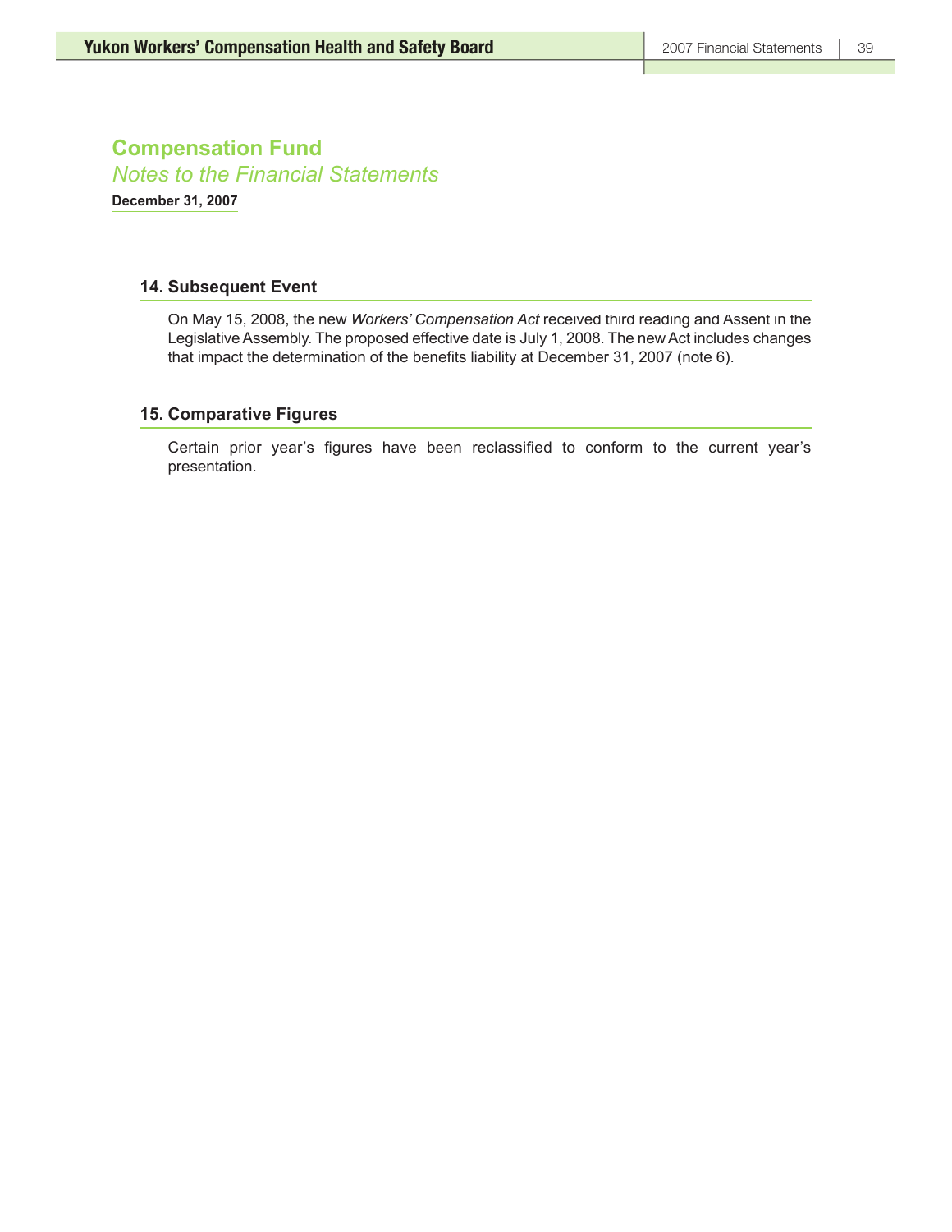# Compensation Fund

*Notes to the Financial Statements*

**December 31, 2007**

### 14. Subsequent Event

On May 15, 2008, the new *Workers' Compensation Act* received third reading and Assent in the Legislative Assembly. The proposed effective date is July 1, 2008. The new Act includes changes that impact the determination of the benefits liability at December 31, 2007 (note 6).

### 15. Comparative Figures

Certain prior year's figures have been reclassified to conform to the current year's presentation.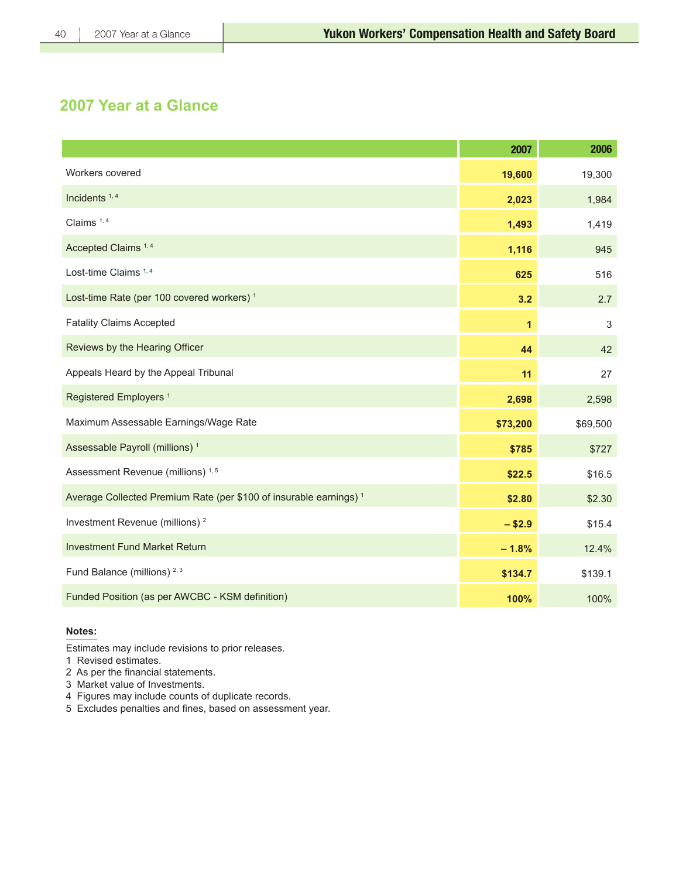# 2007 Year at a Glance

| | 2007 | 2006 |
|---|---|---|
| Workers covered | **19,600** | 19,300 |
| Incidents [1, 4] | **2,023** | 1,984 |
| Claims [1, 4] | **1,493** | 1,419 |
| Accepted Claims [1, 4] | **1,116** | 945 |
| Lost-time Claims [1, 4] | **625** | 516 |
| Lost-time Rate (per 100 covered workers) [1] | **3.2** | 2.7 |
| Fatality Claims Accepted | **1** | 3 |
| Reviews by the Hearing Officer | **44** | 42 |
| Appeals Heard by the Appeal Tribunal | **11** | 27 |
| Registered Employers [1] | **2,698** | 2,598 |
| Maximum Assessable Earnings/Wage Rate | **$73,200** | $69,500 |
| Assessable Payroll (millions) [1] | **$785** | $727 |
| Assessment Revenue (millions) [1, 5] | **$22.5** | $16.5 |
| Average Collected Premium Rate (per $100 of insurable earnings) [1] | **$2.80** | $2.30 |
| Investment Revenue (millions) [2] | **– $2.9** | $15.4 |
| Investment Fund Market Return | **– 1.8%** | 12.4% |
| Fund Balance (millions) [2, 3] | **$134.7** | $139.1 |
| Funded Position (as per AWCBC - KSM definition) | **100%** | 100% |

**Notes:**

Estimates may include revisions to prior releases.
1 Revised estimates.
2 As per the financial statements.
3 Market value of Investments.
4 Figures may include counts of duplicate records.
5 Excludes penalties and fines, based on assessment year.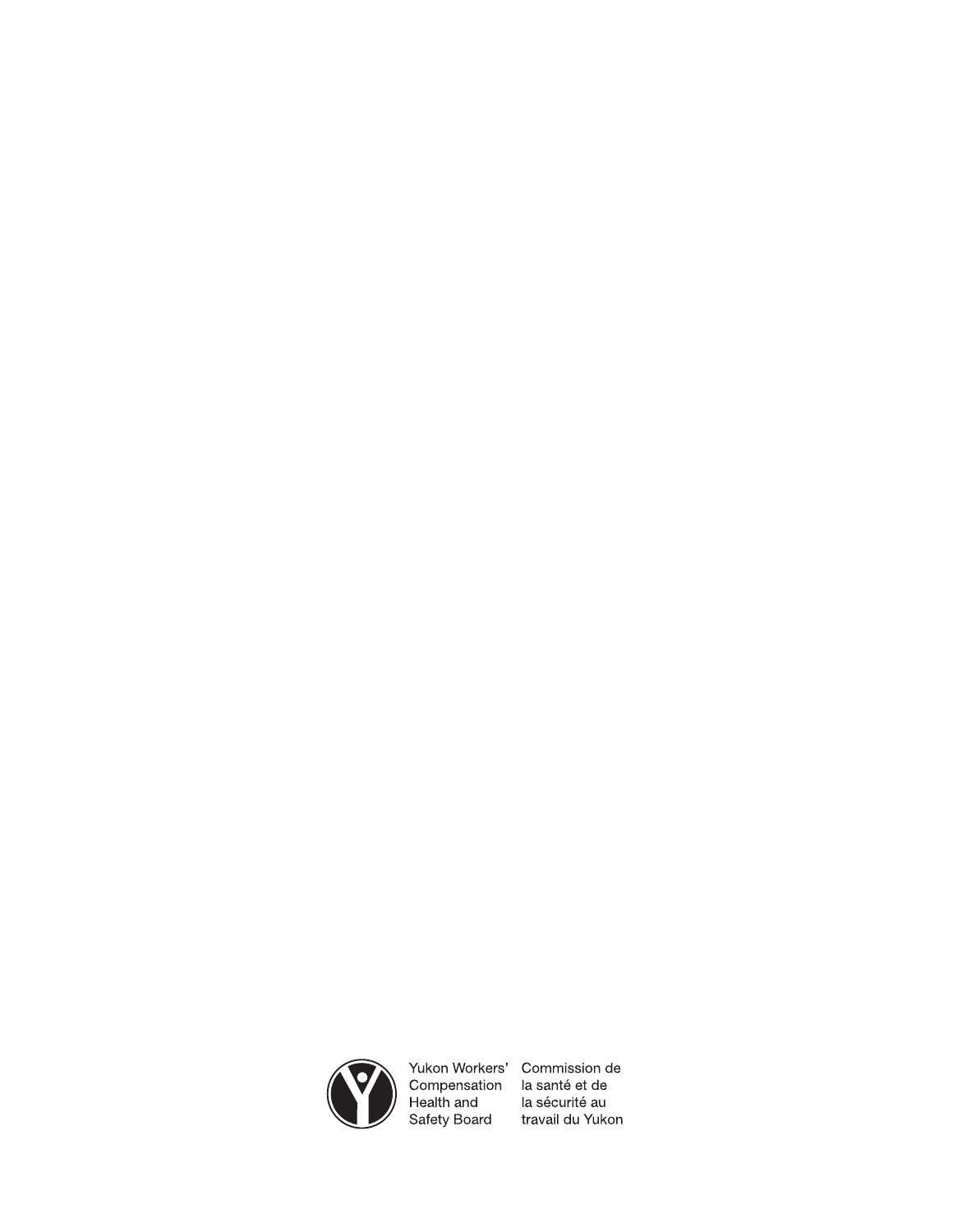Yukon Workers' Compensation Health and Safety Board

Commission de la santé et de la sécurité au travail du Yukon